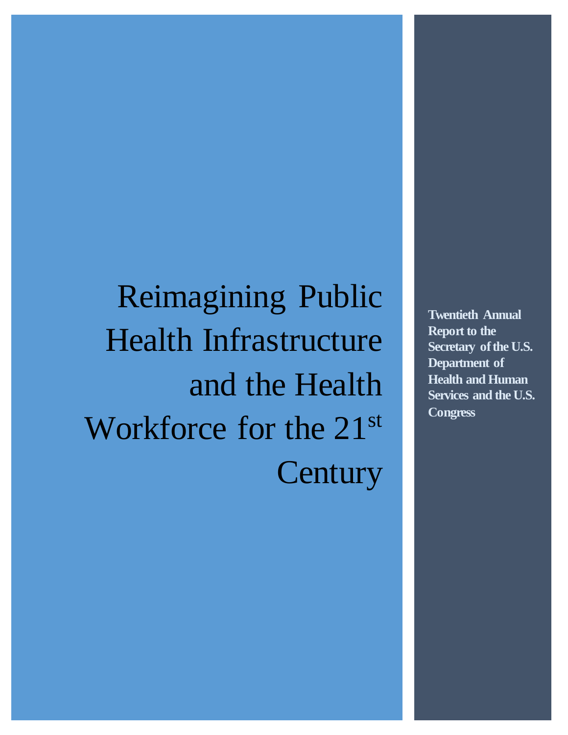# Reimagining Public Health Infrastructure and the Health Workforce for the 21st Century

**Twentieth Annual Report to the Secretary of the U.S. Department of Health and Human Services and the U.S. Congress**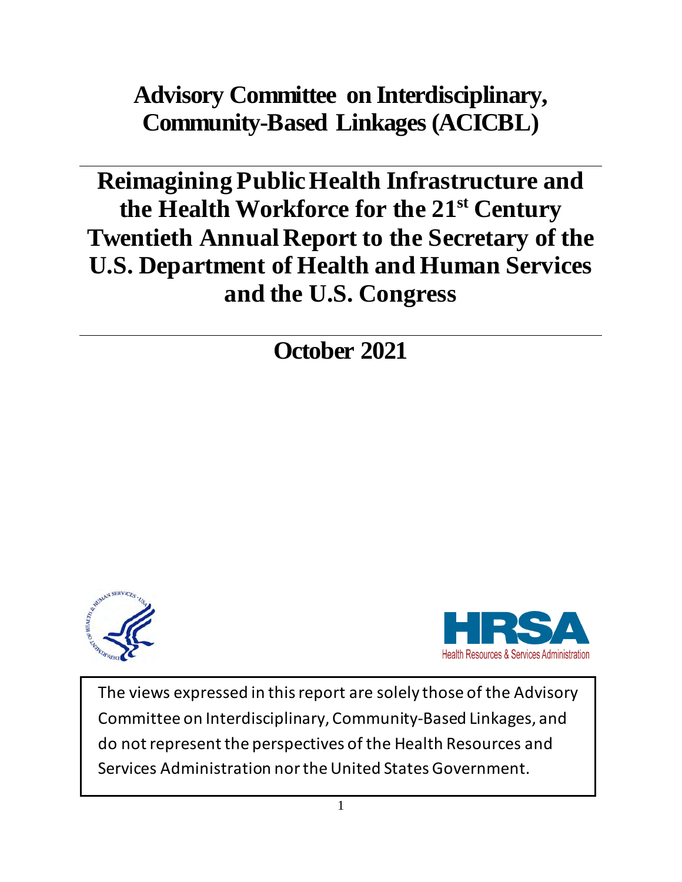# Advisory Committee on Interdisciplinary, Community-Based Linkages (ACICBL)

---

# Reimagining Public Health Infrastructure and the Health Workforce for the 21st Century Twentieth Annual Report to the Secretary of the U.S. Department of Health and Human Services and the U.S. Congress

---

## October 2021

Health Resources & Services Administration

The views expressed in this report are solely those of the Advisory Committee on Interdisciplinary, Community-Based Linkages, and do not represent the perspectives of the Health Resources and Services Administration nor the United States Government.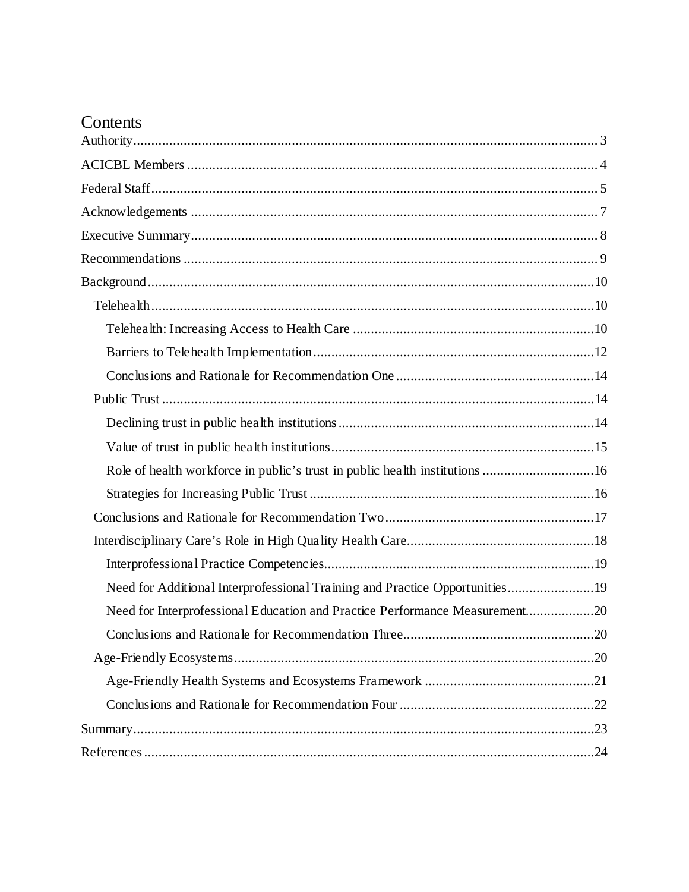# Contents

- Authority ... 3
- ACICBL Members ... 4
- Federal Staff ... 5
- Acknowledgements ... 7
- Executive Summary ... 8
- Recommendations ... 9
- Background ... 10
  - Telehealth ... 10
    - Telehealth: Increasing Access to Health Care ... 10
    - Barriers to Telehealth Implementation ... 12
    - Conclusions and Rationale for Recommendation One ... 14
  - Public Trust ... 14
    - Declining trust in public health institutions ... 14
    - Value of trust in public health institutions ... 15
    - Role of health workforce in public's trust in public health institutions ... 16
    - Strategies for Increasing Public Trust ... 16
  - Conclusions and Rationale for Recommendation Two ... 17
  - Interdisciplinary Care's Role in High Quality Health Care ... 18
    - Interprofessional Practice Competencies ... 19
    - Need for Additional Interprofessional Training and Practice Opportunities ... 19
    - Need for Interprofessional Education and Practice Performance Measurement ... 20
    - Conclusions and Rationale for Recommendation Three ... 20
  - Age-Friendly Ecosystems ... 20
    - Age-Friendly Health Systems and Ecosystems Framework ... 21
    - Conclusions and Rationale for Recommendation Four ... 22
- Summary ... 23
- References ... 24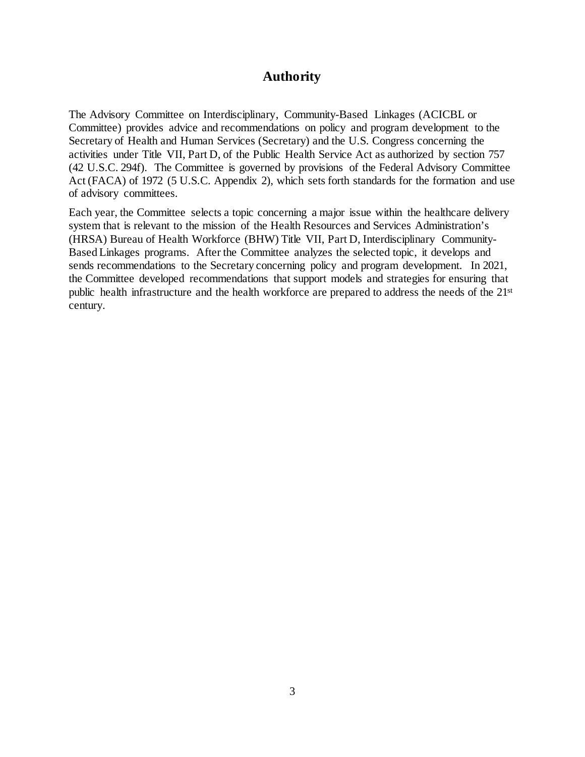# Authority

The Advisory Committee on Interdisciplinary, Community-Based Linkages (ACICBL or Committee) provides advice and recommendations on policy and program development to the Secretary of Health and Human Services (Secretary) and the U.S. Congress concerning the activities under Title VII, Part D, of the Public Health Service Act as authorized by section 757 (42 U.S.C. 294f). The Committee is governed by provisions of the Federal Advisory Committee Act (FACA) of 1972 (5 U.S.C. Appendix 2), which sets forth standards for the formation and use of advisory committees.

Each year, the Committee selects a topic concerning a major issue within the healthcare delivery system that is relevant to the mission of the Health Resources and Services Administration's (HRSA) Bureau of Health Workforce (BHW) Title VII, Part D, Interdisciplinary Community-Based Linkages programs. After the Committee analyzes the selected topic, it develops and sends recommendations to the Secretary concerning policy and program development. In 2021, the Committee developed recommendations that support models and strategies for ensuring that public health infrastructure and the health workforce are prepared to address the needs of the 21st century.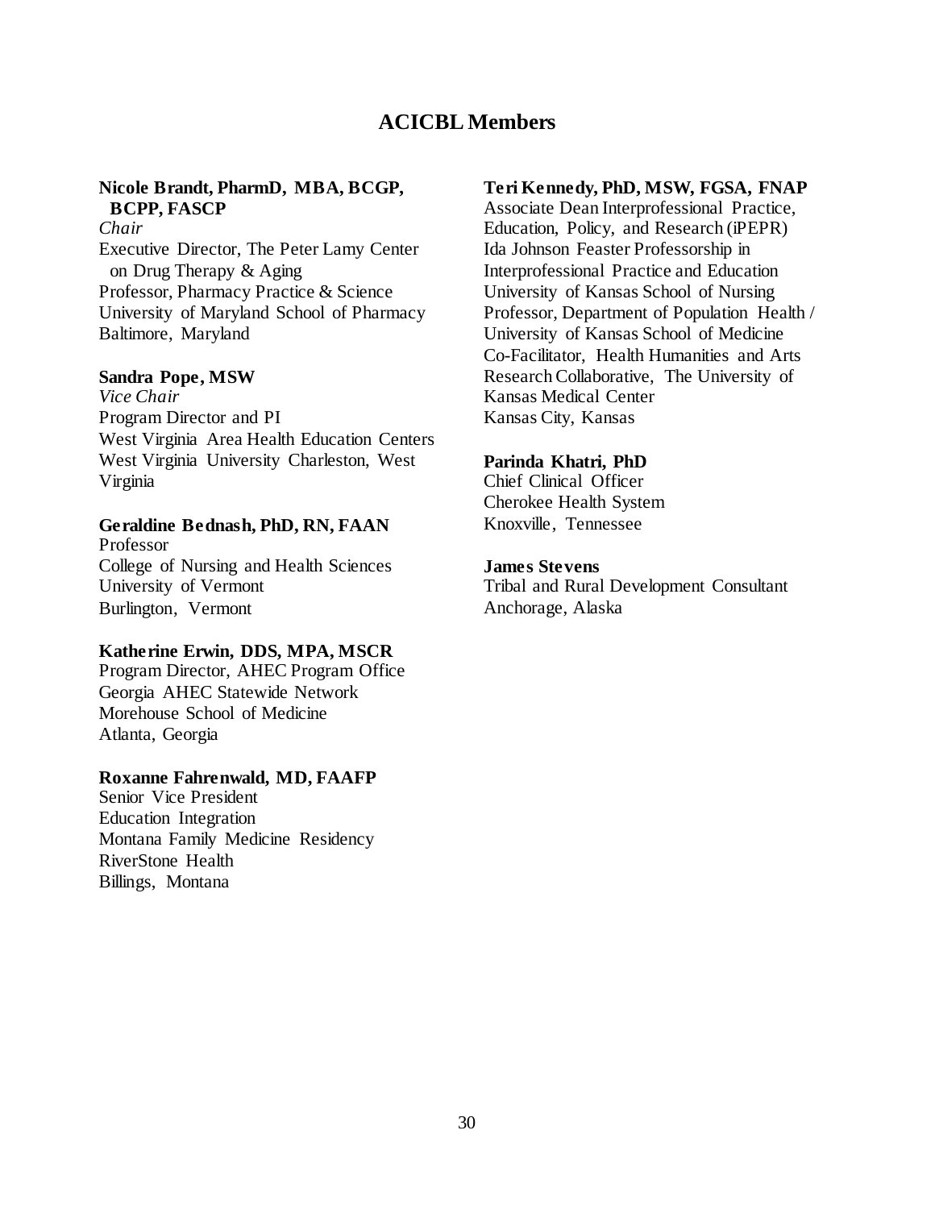## ACICBL Members

**Nicole Brandt, PharmD, MBA, BCGP, BCPP, FASCP**
*Chair*
Executive Director, The Peter Lamy Center on Drug Therapy & Aging
Professor, Pharmacy Practice & Science
University of Maryland School of Pharmacy
Baltimore, Maryland

**Sandra Pope, MSW**
*Vice Chair*
Program Director and PI
West Virginia Area Health Education Centers
West Virginia University Charleston, West Virginia

**Geraldine Bednash, PhD, RN, FAAN**
Professor
College of Nursing and Health Sciences
University of Vermont
Burlington, Vermont

**Katherine Erwin, DDS, MPA, MSCR**
Program Director, AHEC Program Office
Georgia AHEC Statewide Network
Morehouse School of Medicine
Atlanta, Georgia

**Roxanne Fahrenwald, MD, FAAFP**
Senior Vice President
Education Integration
Montana Family Medicine Residency
RiverStone Health
Billings, Montana

**Teri Kennedy, PhD, MSW, FGSA, FNAP**
Associate Dean Interprofessional Practice, Education, Policy, and Research (iPEPR)
Ida Johnson Feaster Professorship in Interprofessional Practice and Education
University of Kansas School of Nursing
Professor, Department of Population Health / University of Kansas School of Medicine
Co-Facilitator, Health Humanities and Arts Research Collaborative, The University of Kansas Medical Center
Kansas City, Kansas

**Parinda Khatri, PhD**
Chief Clinical Officer
Cherokee Health System
Knoxville, Tennessee

**James Stevens**
Tribal and Rural Development Consultant
Anchorage, Alaska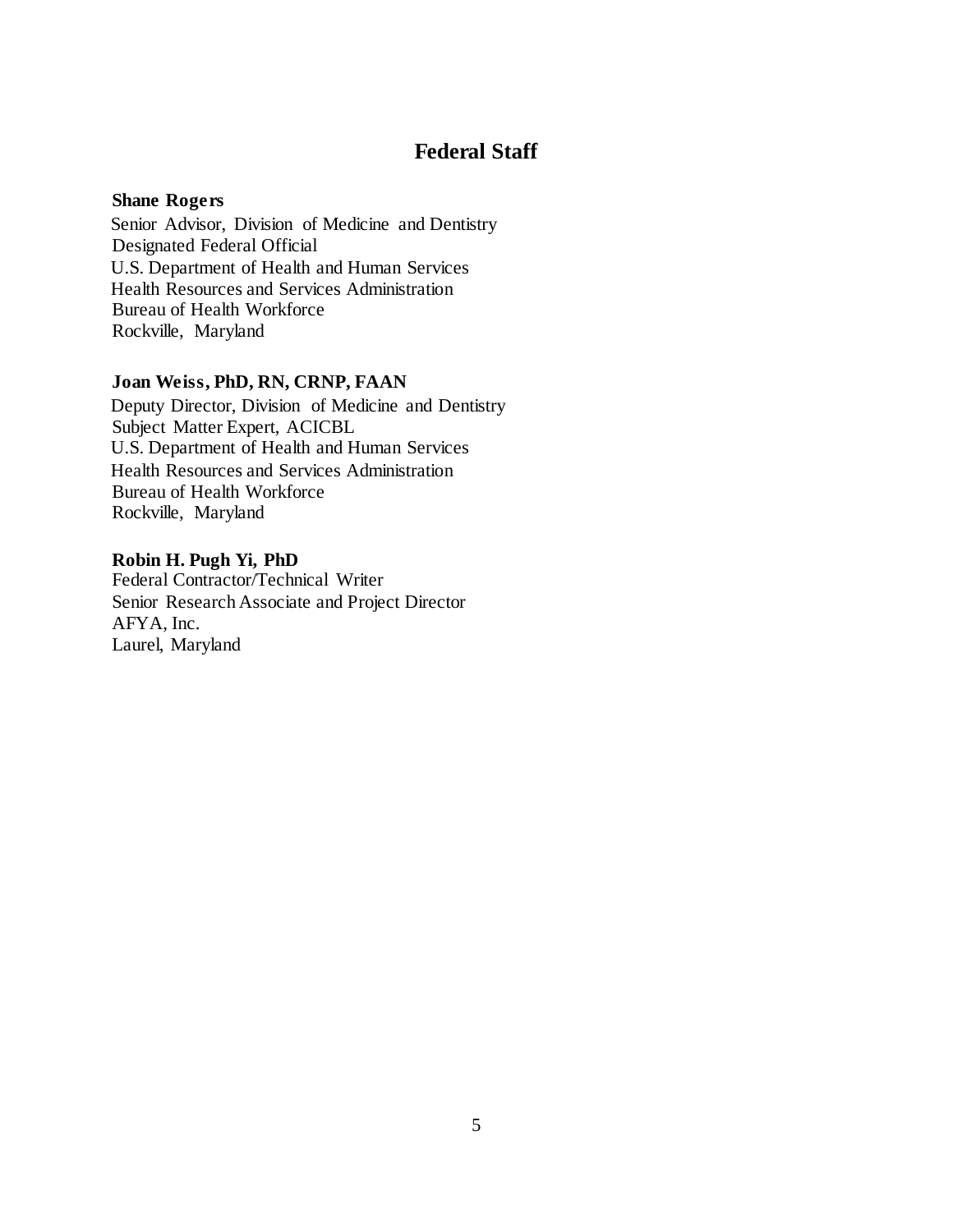## Federal Staff

**Shane Rogers**
Senior Advisor, Division of Medicine and Dentistry
Designated Federal Official
U.S. Department of Health and Human Services
Health Resources and Services Administration
Bureau of Health Workforce
Rockville, Maryland

**Joan Weiss, PhD, RN, CRNP, FAAN**
Deputy Director, Division of Medicine and Dentistry
Subject Matter Expert, ACICBL
U.S. Department of Health and Human Services
Health Resources and Services Administration
Bureau of Health Workforce
Rockville, Maryland

**Robin H. Pugh Yi, PhD**
Federal Contractor/Technical Writer
Senior Research Associate and Project Director
AFYA, Inc.
Laurel, Maryland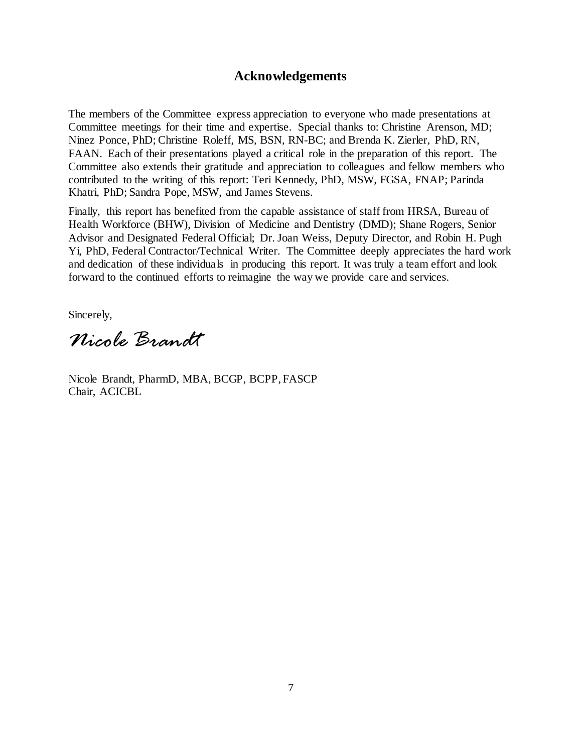## Acknowledgements

The members of the Committee express appreciation to everyone who made presentations at Committee meetings for their time and expertise. Special thanks to: Christine Arenson, MD; Ninez Ponce, PhD; Christine Roleff, MS, BSN, RN-BC; and Brenda K. Zierler, PhD, RN, FAAN. Each of their presentations played a critical role in the preparation of this report. The Committee also extends their gratitude and appreciation to colleagues and fellow members who contributed to the writing of this report: Teri Kennedy, PhD, MSW, FGSA, FNAP; Parinda Khatri, PhD; Sandra Pope, MSW, and James Stevens.

Finally, this report has benefited from the capable assistance of staff from HRSA, Bureau of Health Workforce (BHW), Division of Medicine and Dentistry (DMD); Shane Rogers, Senior Advisor and Designated Federal Official; Dr. Joan Weiss, Deputy Director, and Robin H. Pugh Yi, PhD, Federal Contractor/Technical Writer. The Committee deeply appreciates the hard work and dedication of these individuals in producing this report. It was truly a team effort and look forward to the continued efforts to reimagine the way we provide care and services.

Sincerely,

*Nicole Brandt*

Nicole Brandt, PharmD, MBA, BCGP, BCPP, FASCP
Chair, ACICBL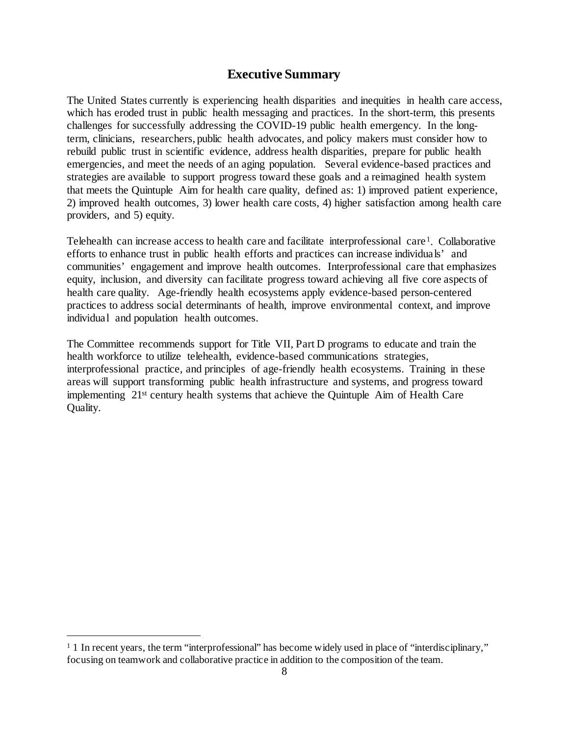## Executive Summary

The United States currently is experiencing health disparities and inequities in health care access, which has eroded trust in public health messaging and practices. In the short-term, this presents challenges for successfully addressing the COVID-19 public health emergency. In the long-term, clinicians, researchers, public health advocates, and policy makers must consider how to rebuild public trust in scientific evidence, address health disparities, prepare for public health emergencies, and meet the needs of an aging population. Several evidence-based practices and strategies are available to support progress toward these goals and a reimagined health system that meets the Quintuple Aim for health care quality, defined as: 1) improved patient experience, 2) improved health outcomes, 3) lower health care costs, 4) higher satisfaction among health care providers, and 5) equity.

Telehealth can increase access to health care and facilitate interprofessional care[1]. Collaborative efforts to enhance trust in public health efforts and practices can increase individuals' and communities' engagement and improve health outcomes. Interprofessional care that emphasizes equity, inclusion, and diversity can facilitate progress toward achieving all five core aspects of health care quality. Age-friendly health ecosystems apply evidence-based person-centered practices to address social determinants of health, improve environmental context, and improve individual and population health outcomes.

The Committee recommends support for Title VII, Part D programs to educate and train the health workforce to utilize telehealth, evidence-based communications strategies, interprofessional practice, and principles of age-friendly health ecosystems. Training in these areas will support transforming public health infrastructure and systems, and progress toward implementing 21st century health systems that achieve the Quintuple Aim of Health Care Quality.

---

[1] 1 In recent years, the term "interprofessional" has become widely used in place of "interdisciplinary," focusing on teamwork and collaborative practice in addition to the composition of the team.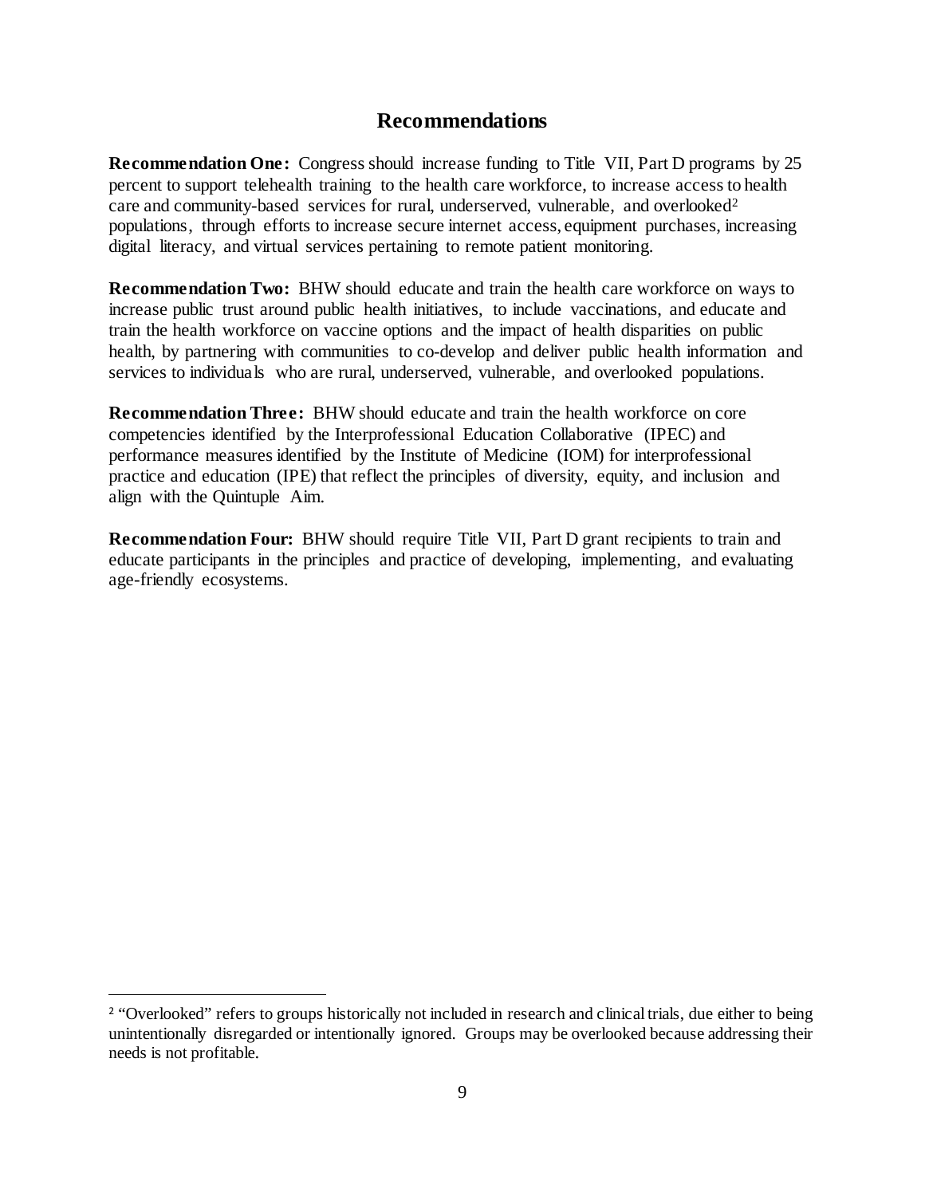## Recommendations

**Recommendation One:** Congress should increase funding to Title VII, Part D programs by 25 percent to support telehealth training to the health care workforce, to increase access to health care and community-based services for rural, underserved, vulnerable, and overlooked[2] populations, through efforts to increase secure internet access, equipment purchases, increasing digital literacy, and virtual services pertaining to remote patient monitoring.

**Recommendation Two:** BHW should educate and train the health care workforce on ways to increase public trust around public health initiatives, to include vaccinations, and educate and train the health workforce on vaccine options and the impact of health disparities on public health, by partnering with communities to co-develop and deliver public health information and services to individuals who are rural, underserved, vulnerable, and overlooked populations.

**Recommendation Three:** BHW should educate and train the health workforce on core competencies identified by the Interprofessional Education Collaborative (IPEC) and performance measures identified by the Institute of Medicine (IOM) for interprofessional practice and education (IPE) that reflect the principles of diversity, equity, and inclusion and align with the Quintuple Aim.

**Recommendation Four:** BHW should require Title VII, Part D grant recipients to train and educate participants in the principles and practice of developing, implementing, and evaluating age-friendly ecosystems.

[2] "Overlooked" refers to groups historically not included in research and clinical trials, due either to being unintentionally disregarded or intentionally ignored. Groups may be overlooked because addressing their needs is not profitable.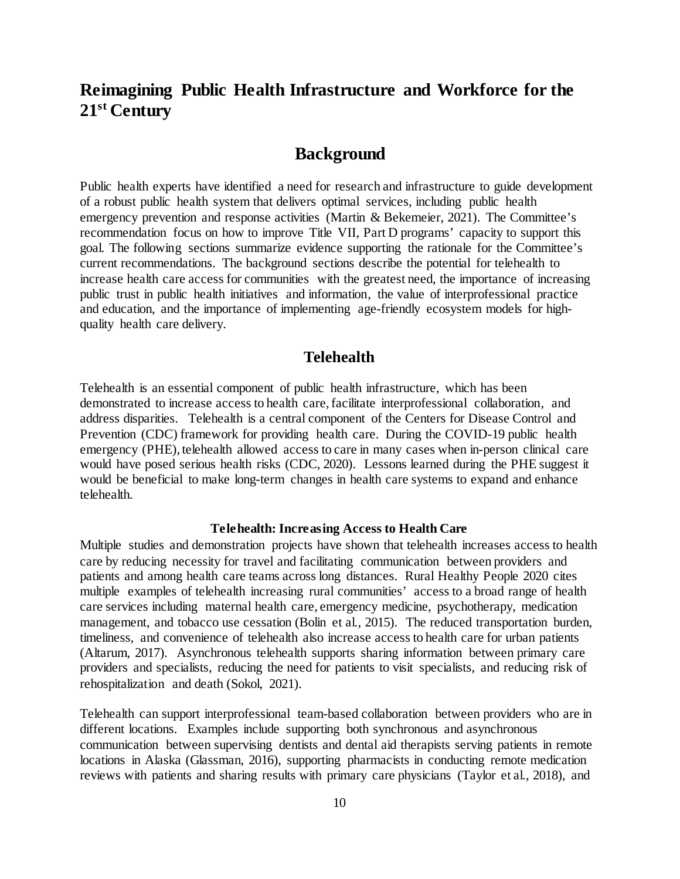# Reimagining Public Health Infrastructure and Workforce for the 21st Century

## Background

Public health experts have identified a need for research and infrastructure to guide development of a robust public health system that delivers optimal services, including public health emergency prevention and response activities (Martin & Bekemeier, 2021). The Committee's recommendation focus on how to improve Title VII, Part D programs' capacity to support this goal. The following sections summarize evidence supporting the rationale for the Committee's current recommendations. The background sections describe the potential for telehealth to increase health care access for communities with the greatest need, the importance of increasing public trust in public health initiatives and information, the value of interprofessional practice and education, and the importance of implementing age-friendly ecosystem models for high-quality health care delivery.

### Telehealth

Telehealth is an essential component of public health infrastructure, which has been demonstrated to increase access to health care, facilitate interprofessional collaboration, and address disparities. Telehealth is a central component of the Centers for Disease Control and Prevention (CDC) framework for providing health care. During the COVID-19 public health emergency (PHE), telehealth allowed access to care in many cases when in-person clinical care would have posed serious health risks (CDC, 2020). Lessons learned during the PHE suggest it would be beneficial to make long-term changes in health care systems to expand and enhance telehealth.

#### Telehealth: Increasing Access to Health Care

Multiple studies and demonstration projects have shown that telehealth increases access to health care by reducing necessity for travel and facilitating communication between providers and patients and among health care teams across long distances. Rural Healthy People 2020 cites multiple examples of telehealth increasing rural communities' access to a broad range of health care services including maternal health care, emergency medicine, psychotherapy, medication management, and tobacco use cessation (Bolin et al., 2015). The reduced transportation burden, timeliness, and convenience of telehealth also increase access to health care for urban patients (Altarum, 2017). Asynchronous telehealth supports sharing information between primary care providers and specialists, reducing the need for patients to visit specialists, and reducing risk of rehospitalization and death (Sokol, 2021).

Telehealth can support interprofessional team-based collaboration between providers who are in different locations. Examples include supporting both synchronous and asynchronous communication between supervising dentists and dental aid therapists serving patients in remote locations in Alaska (Glassman, 2016), supporting pharmacists in conducting remote medication reviews with patients and sharing results with primary care physicians (Taylor et al., 2018), and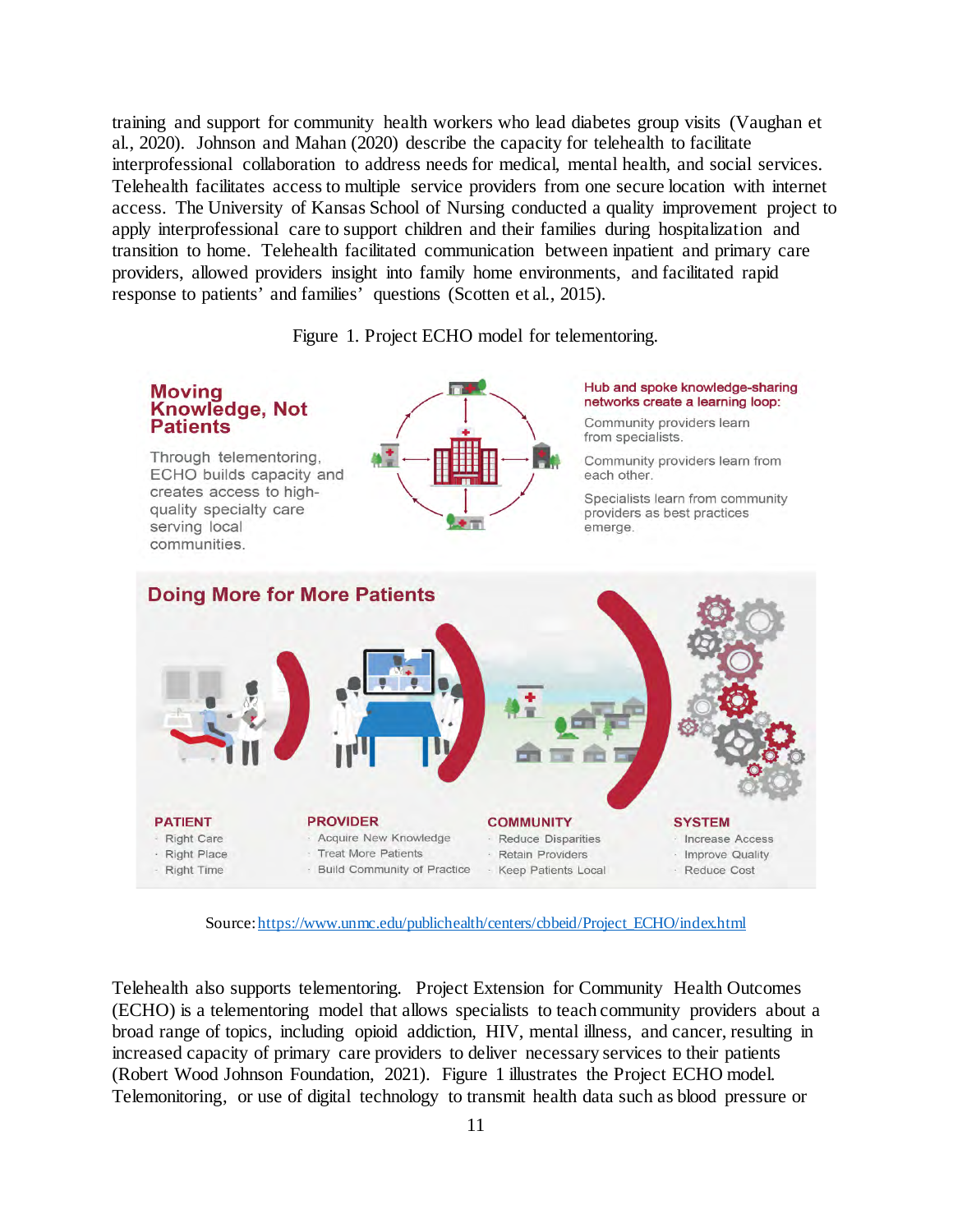training and support for community health workers who lead diabetes group visits (Vaughan et al., 2020). Johnson and Mahan (2020) describe the capacity for telehealth to facilitate interprofessional collaboration to address needs for medical, mental health, and social services. Telehealth facilitates access to multiple service providers from one secure location with internet access. The University of Kansas School of Nursing conducted a quality improvement project to apply interprofessional care to support children and their families during hospitalization and transition to home. Telehealth facilitated communication between inpatient and primary care providers, allowed providers insight into family home environments, and facilitated rapid response to patients' and families' questions (Scotten et al., 2015).

Figure 1. Project ECHO model for telementoring.

**Moving Knowledge, Not Patients**

Through telementoring, ECHO builds capacity and creates access to high-quality specialty care serving local communities.

**Hub and spoke knowledge-sharing networks create a learning loop:**

Community providers learn from specialists.

Community providers learn from each other.

Specialists learn from community providers as best practices emerge.

**Doing More for More Patients**

**PATIENT**
- Right Care
- Right Place
- Right Time

**PROVIDER**
- Acquire New Knowledge
- Treat More Patients
- Build Community of Practice

**COMMUNITY**
- Reduce Disparities
- Retain Providers
- Keep Patients Local

**SYSTEM**
- Increase Access
- Improve Quality
- Reduce Cost

Source: https://www.unmc.edu/publichealth/centers/cbbeid/Project_ECHO/index.html

Telehealth also supports telementoring. Project Extension for Community Health Outcomes (ECHO) is a telementoring model that allows specialists to teach community providers about a broad range of topics, including opioid addiction, HIV, mental illness, and cancer, resulting in increased capacity of primary care providers to deliver necessary services to their patients (Robert Wood Johnson Foundation, 2021). Figure 1 illustrates the Project ECHO model. Telemonitoring, or use of digital technology to transmit health data such as blood pressure or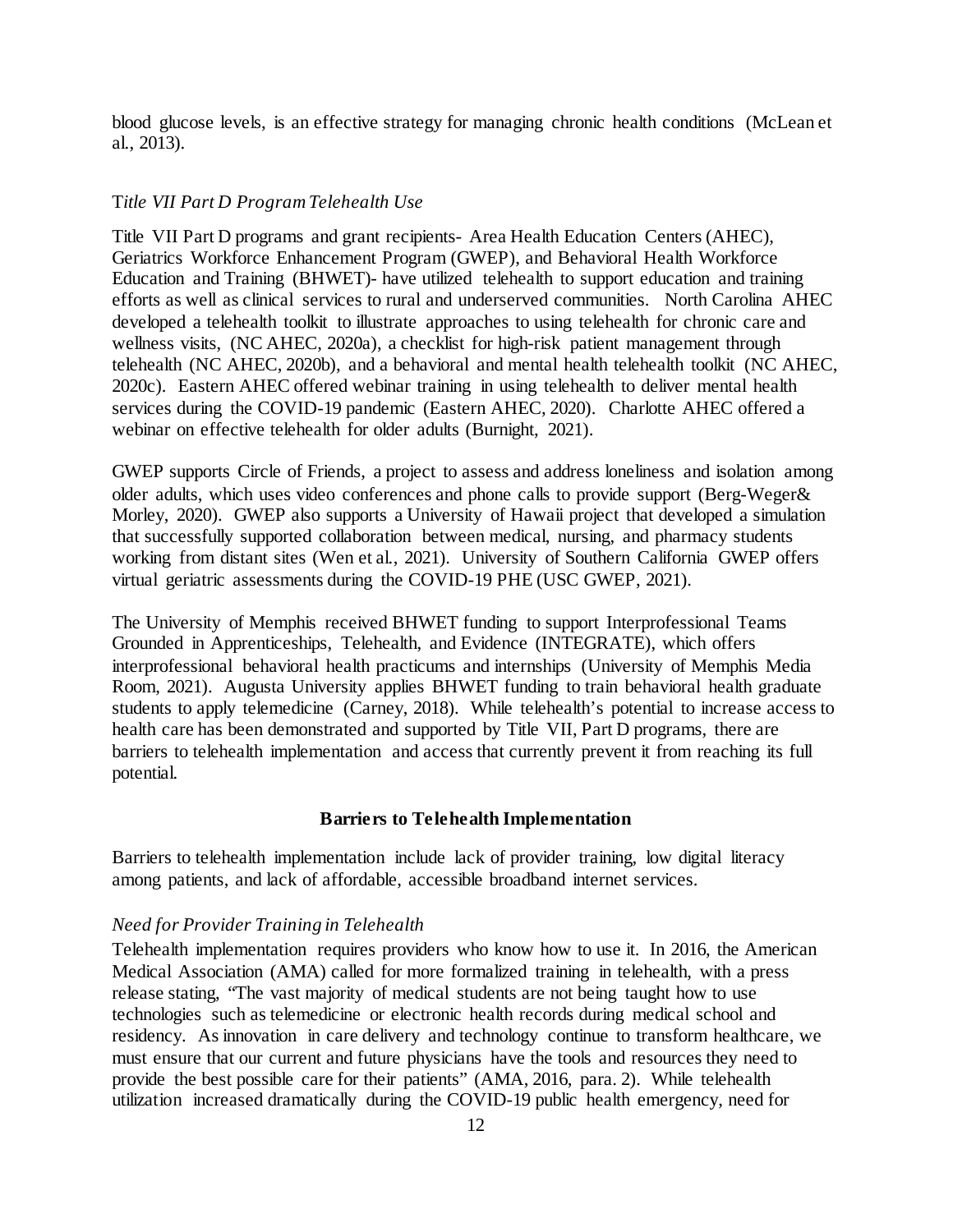blood glucose levels, is an effective strategy for managing chronic health conditions (McLean et al., 2013).

### *Title VII Part D Program Telehealth Use*

Title VII Part D programs and grant recipients- Area Health Education Centers (AHEC), Geriatrics Workforce Enhancement Program (GWEP), and Behavioral Health Workforce Education and Training (BHWET)- have utilized telehealth to support education and training efforts as well as clinical services to rural and underserved communities. North Carolina AHEC developed a telehealth toolkit to illustrate approaches to using telehealth for chronic care and wellness visits, (NC AHEC, 2020a), a checklist for high-risk patient management through telehealth (NC AHEC, 2020b), and a behavioral and mental health telehealth toolkit (NC AHEC, 2020c). Eastern AHEC offered webinar training in using telehealth to deliver mental health services during the COVID-19 pandemic (Eastern AHEC, 2020). Charlotte AHEC offered a webinar on effective telehealth for older adults (Burnight, 2021).

GWEP supports Circle of Friends, a project to assess and address loneliness and isolation among older adults, which uses video conferences and phone calls to provide support (Berg-Weger& Morley, 2020). GWEP also supports a University of Hawaii project that developed a simulation that successfully supported collaboration between medical, nursing, and pharmacy students working from distant sites (Wen et al., 2021). University of Southern California GWEP offers virtual geriatric assessments during the COVID-19 PHE (USC GWEP, 2021).

The University of Memphis received BHWET funding to support Interprofessional Teams Grounded in Apprenticeships, Telehealth, and Evidence (INTEGRATE), which offers interprofessional behavioral health practicums and internships (University of Memphis Media Room, 2021). Augusta University applies BHWET funding to train behavioral health graduate students to apply telemedicine (Carney, 2018). While telehealth's potential to increase access to health care has been demonstrated and supported by Title VII, Part D programs, there are barriers to telehealth implementation and access that currently prevent it from reaching its full potential.

## Barriers to Telehealth Implementation

Barriers to telehealth implementation include lack of provider training, low digital literacy among patients, and lack of affordable, accessible broadband internet services.

### *Need for Provider Training in Telehealth*

Telehealth implementation requires providers who know how to use it. In 2016, the American Medical Association (AMA) called for more formalized training in telehealth, with a press release stating, "The vast majority of medical students are not being taught how to use technologies such as telemedicine or electronic health records during medical school and residency. As innovation in care delivery and technology continue to transform healthcare, we must ensure that our current and future physicians have the tools and resources they need to provide the best possible care for their patients" (AMA, 2016, para. 2). While telehealth utilization increased dramatically during the COVID-19 public health emergency, need for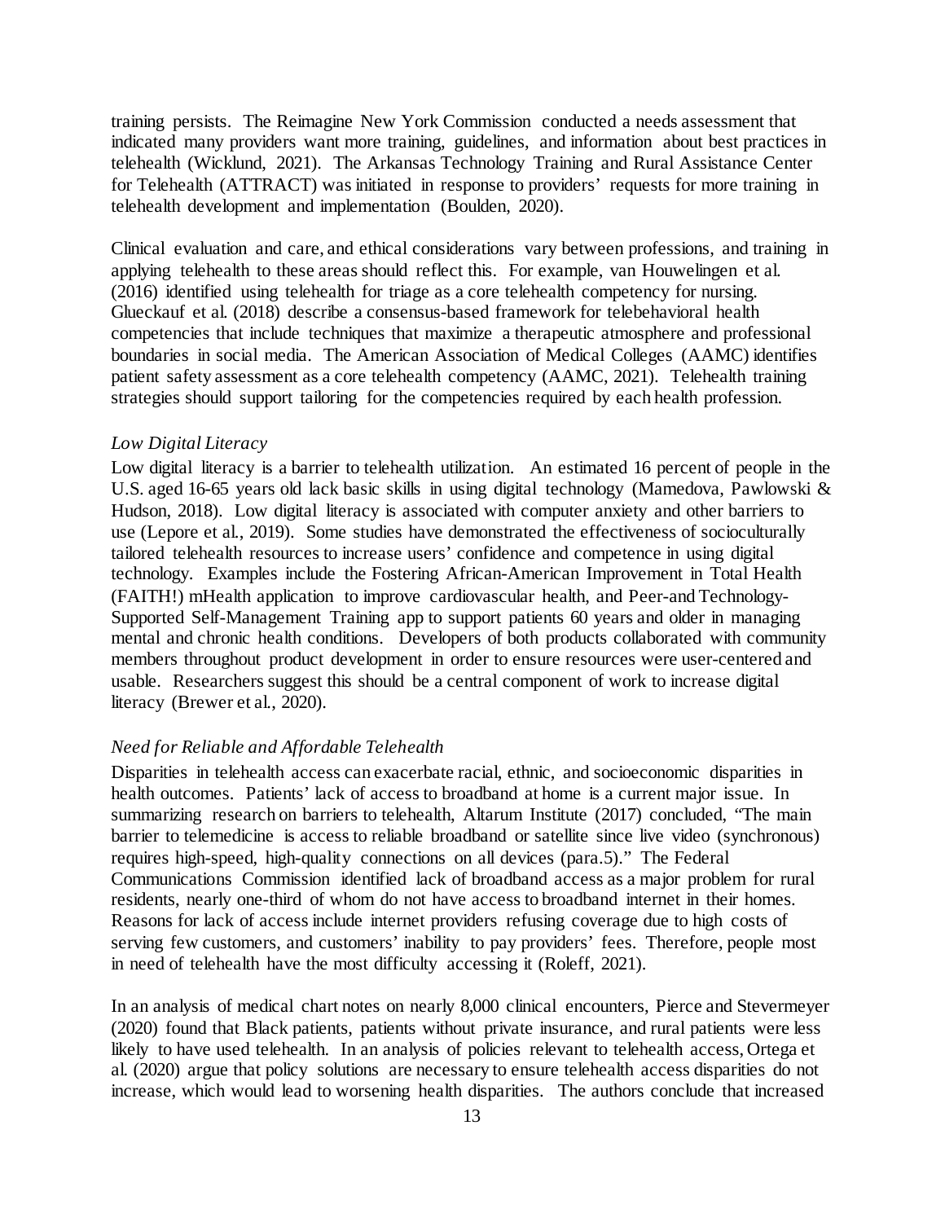training persists. The Reimagine New York Commission conducted a needs assessment that indicated many providers want more training, guidelines, and information about best practices in telehealth (Wicklund, 2021). The Arkansas Technology Training and Rural Assistance Center for Telehealth (ATTRACT) was initiated in response to providers' requests for more training in telehealth development and implementation (Boulden, 2020).

Clinical evaluation and care, and ethical considerations vary between professions, and training in applying telehealth to these areas should reflect this. For example, van Houwelingen et al. (2016) identified using telehealth for triage as a core telehealth competency for nursing. Glueckauf et al. (2018) describe a consensus-based framework for telebehavioral health competencies that include techniques that maximize a therapeutic atmosphere and professional boundaries in social media. The American Association of Medical Colleges (AAMC) identifies patient safety assessment as a core telehealth competency (AAMC, 2021). Telehealth training strategies should support tailoring for the competencies required by each health profession.

*Low Digital Literacy*

Low digital literacy is a barrier to telehealth utilization. An estimated 16 percent of people in the U.S. aged 16-65 years old lack basic skills in using digital technology (Mamedova, Pawlowski & Hudson, 2018). Low digital literacy is associated with computer anxiety and other barriers to use (Lepore et al., 2019). Some studies have demonstrated the effectiveness of socioculturally tailored telehealth resources to increase users' confidence and competence in using digital technology. Examples include the Fostering African-American Improvement in Total Health (FAITH!) mHealth application to improve cardiovascular health, and Peer-and Technology-Supported Self-Management Training app to support patients 60 years and older in managing mental and chronic health conditions. Developers of both products collaborated with community members throughout product development in order to ensure resources were user-centered and usable. Researchers suggest this should be a central component of work to increase digital literacy (Brewer et al., 2020).

*Need for Reliable and Affordable Telehealth*

Disparities in telehealth access can exacerbate racial, ethnic, and socioeconomic disparities in health outcomes. Patients' lack of access to broadband at home is a current major issue. In summarizing research on barriers to telehealth, Altarum Institute (2017) concluded, "The main barrier to telemedicine is access to reliable broadband or satellite since live video (synchronous) requires high-speed, high-quality connections on all devices (para.5)." The Federal Communications Commission identified lack of broadband access as a major problem for rural residents, nearly one-third of whom do not have access to broadband internet in their homes. Reasons for lack of access include internet providers refusing coverage due to high costs of serving few customers, and customers' inability to pay providers' fees. Therefore, people most in need of telehealth have the most difficulty accessing it (Roleff, 2021).

In an analysis of medical chart notes on nearly 8,000 clinical encounters, Pierce and Stevermeyer (2020) found that Black patients, patients without private insurance, and rural patients were less likely to have used telehealth. In an analysis of policies relevant to telehealth access, Ortega et al. (2020) argue that policy solutions are necessary to ensure telehealth access disparities do not increase, which would lead to worsening health disparities. The authors conclude that increased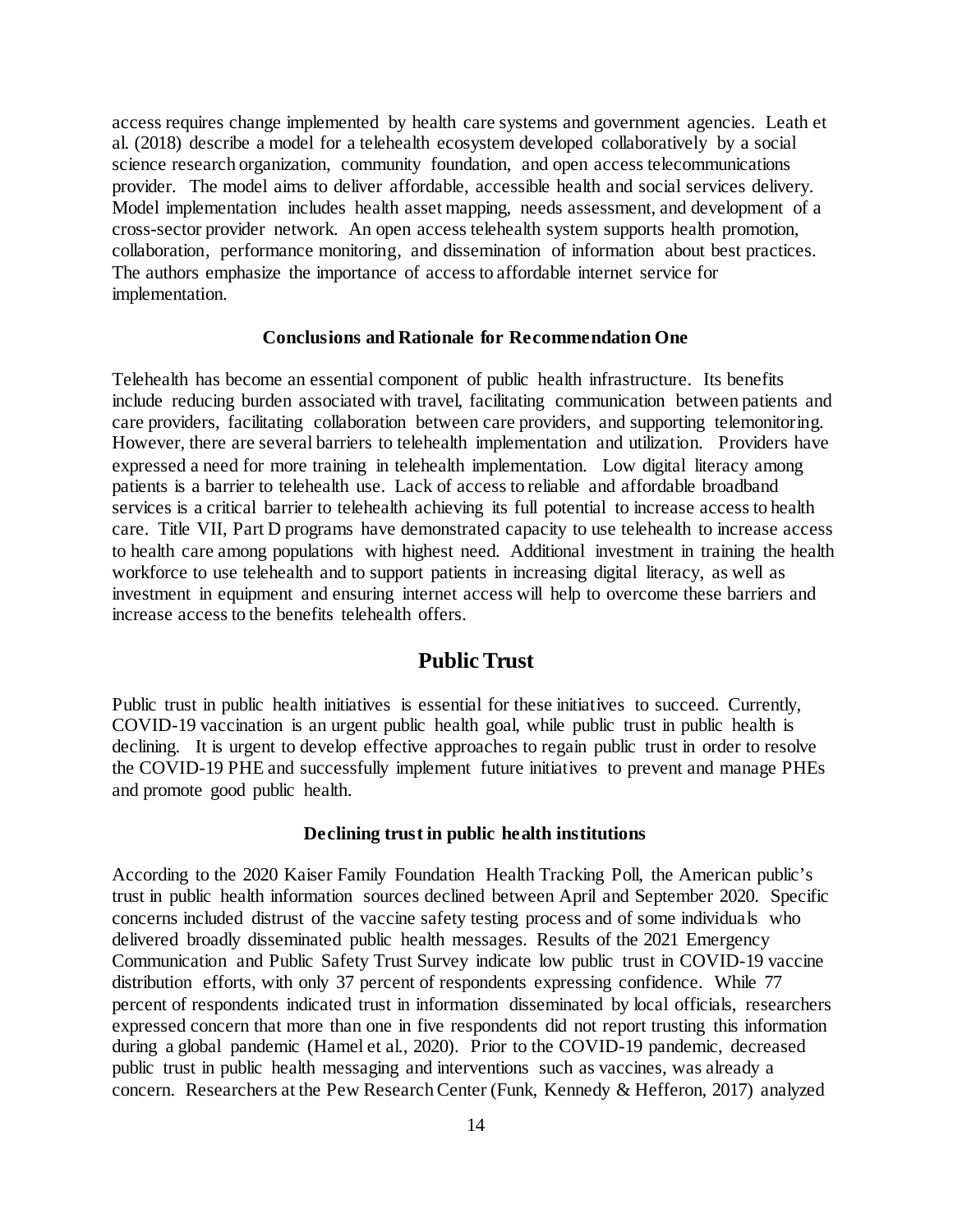access requires change implemented by health care systems and government agencies. Leath et al. (2018) describe a model for a telehealth ecosystem developed collaboratively by a social science research organization, community foundation, and open access telecommunications provider. The model aims to deliver affordable, accessible health and social services delivery. Model implementation includes health asset mapping, needs assessment, and development of a cross-sector provider network. An open access telehealth system supports health promotion, collaboration, performance monitoring, and dissemination of information about best practices. The authors emphasize the importance of access to affordable internet service for implementation.

### Conclusions and Rationale for Recommendation One

Telehealth has become an essential component of public health infrastructure. Its benefits include reducing burden associated with travel, facilitating communication between patients and care providers, facilitating collaboration between care providers, and supporting telemonitoring. However, there are several barriers to telehealth implementation and utilization. Providers have expressed a need for more training in telehealth implementation. Low digital literacy among patients is a barrier to telehealth use. Lack of access to reliable and affordable broadband services is a critical barrier to telehealth achieving its full potential to increase access to health care. Title VII, Part D programs have demonstrated capacity to use telehealth to increase access to health care among populations with highest need. Additional investment in training the health workforce to use telehealth and to support patients in increasing digital literacy, as well as investment in equipment and ensuring internet access will help to overcome these barriers and increase access to the benefits telehealth offers.

## Public Trust

Public trust in public health initiatives is essential for these initiatives to succeed. Currently, COVID-19 vaccination is an urgent public health goal, while public trust in public health is declining. It is urgent to develop effective approaches to regain public trust in order to resolve the COVID-19 PHE and successfully implement future initiatives to prevent and manage PHEs and promote good public health.

### Declining trust in public health institutions

According to the 2020 Kaiser Family Foundation Health Tracking Poll, the American public's trust in public health information sources declined between April and September 2020. Specific concerns included distrust of the vaccine safety testing process and of some individuals who delivered broadly disseminated public health messages. Results of the 2021 Emergency Communication and Public Safety Trust Survey indicate low public trust in COVID-19 vaccine distribution efforts, with only 37 percent of respondents expressing confidence. While 77 percent of respondents indicated trust in information disseminated by local officials, researchers expressed concern that more than one in five respondents did not report trusting this information during a global pandemic (Hamel et al., 2020). Prior to the COVID-19 pandemic, decreased public trust in public health messaging and interventions such as vaccines, was already a concern. Researchers at the Pew Research Center (Funk, Kennedy & Hefferon, 2017) analyzed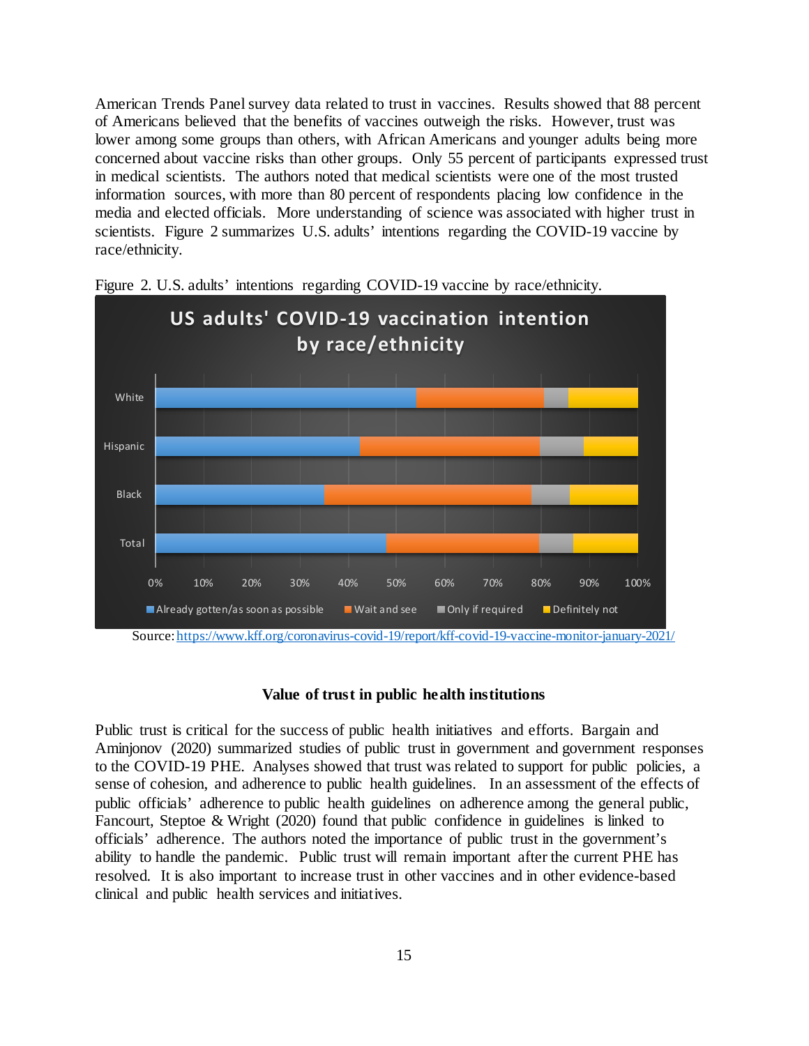American Trends Panel survey data related to trust in vaccines. Results showed that 88 percent of Americans believed that the benefits of vaccines outweigh the risks. However, trust was lower among some groups than others, with African Americans and younger adults being more concerned about vaccine risks than other groups. Only 55 percent of participants expressed trust in medical scientists. The authors noted that medical scientists were one of the most trusted information sources, with more than 80 percent of respondents placing low confidence in the media and elected officials. More understanding of science was associated with higher trust in scientists. Figure 2 summarizes U.S. adults' intentions regarding the COVID-19 vaccine by race/ethnicity.

Figure 2. U.S. adults' intentions regarding COVID-19 vaccine by race/ethnicity.

Source: https://www.kff.org/coronavirus-covid-19/report/kff-covid-19-vaccine-monitor-january-2021/

### Value of trust in public health institutions

Public trust is critical for the success of public health initiatives and efforts. Bargain and Aminjonov (2020) summarized studies of public trust in government and government responses to the COVID-19 PHE. Analyses showed that trust was related to support for public policies, a sense of cohesion, and adherence to public health guidelines. In an assessment of the effects of public officials' adherence to public health guidelines on adherence among the general public, Fancourt, Steptoe & Wright (2020) found that public confidence in guidelines is linked to officials' adherence. The authors noted the importance of public trust in the government's ability to handle the pandemic. Public trust will remain important after the current PHE has resolved. It is also important to increase trust in other vaccines and in other evidence-based clinical and public health services and initiatives.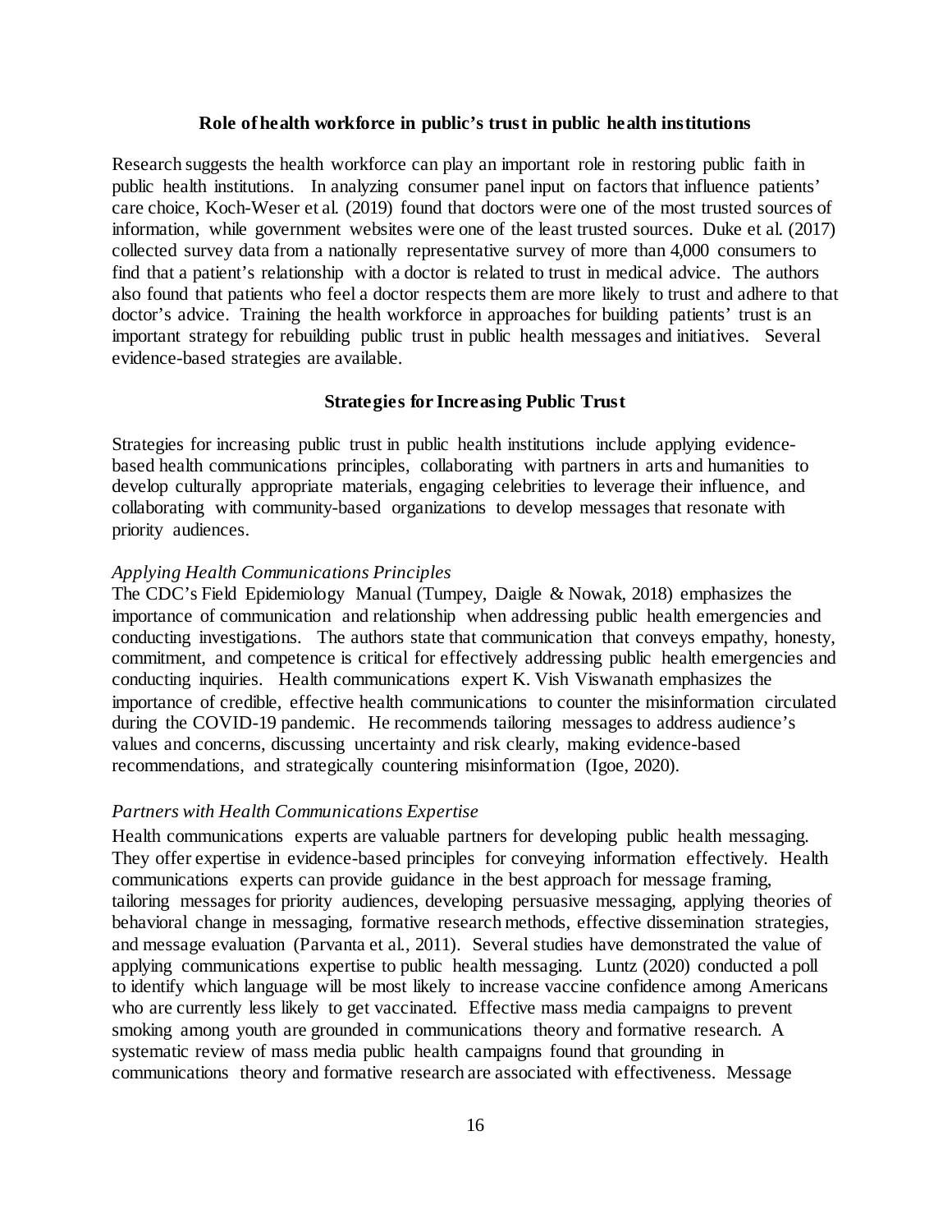## Role of health workforce in public's trust in public health institutions

Research suggests the health workforce can play an important role in restoring public faith in public health institutions. In analyzing consumer panel input on factors that influence patients' care choice, Koch-Weser et al. (2019) found that doctors were one of the most trusted sources of information, while government websites were one of the least trusted sources. Duke et al. (2017) collected survey data from a nationally representative survey of more than 4,000 consumers to find that a patient's relationship with a doctor is related to trust in medical advice. The authors also found that patients who feel a doctor respects them are more likely to trust and adhere to that doctor's advice. Training the health workforce in approaches for building patients' trust is an important strategy for rebuilding public trust in public health messages and initiatives. Several evidence-based strategies are available.

## Strategies for Increasing Public Trust

Strategies for increasing public trust in public health institutions include applying evidence-based health communications principles, collaborating with partners in arts and humanities to develop culturally appropriate materials, engaging celebrities to leverage their influence, and collaborating with community-based organizations to develop messages that resonate with priority audiences.

### *Applying Health Communications Principles*

The CDC's Field Epidemiology Manual (Tumpey, Daigle & Nowak, 2018) emphasizes the importance of communication and relationship when addressing public health emergencies and conducting investigations. The authors state that communication that conveys empathy, honesty, commitment, and competence is critical for effectively addressing public health emergencies and conducting inquiries. Health communications expert K. Vish Viswanath emphasizes the importance of credible, effective health communications to counter the misinformation circulated during the COVID-19 pandemic. He recommends tailoring messages to address audience's values and concerns, discussing uncertainty and risk clearly, making evidence-based recommendations, and strategically countering misinformation (Igoe, 2020).

### *Partners with Health Communications Expertise*

Health communications experts are valuable partners for developing public health messaging. They offer expertise in evidence-based principles for conveying information effectively. Health communications experts can provide guidance in the best approach for message framing, tailoring messages for priority audiences, developing persuasive messaging, applying theories of behavioral change in messaging, formative research methods, effective dissemination strategies, and message evaluation (Parvanta et al., 2011). Several studies have demonstrated the value of applying communications expertise to public health messaging. Luntz (2020) conducted a poll to identify which language will be most likely to increase vaccine confidence among Americans who are currently less likely to get vaccinated. Effective mass media campaigns to prevent smoking among youth are grounded in communications theory and formative research. A systematic review of mass media public health campaigns found that grounding in communications theory and formative research are associated with effectiveness. Message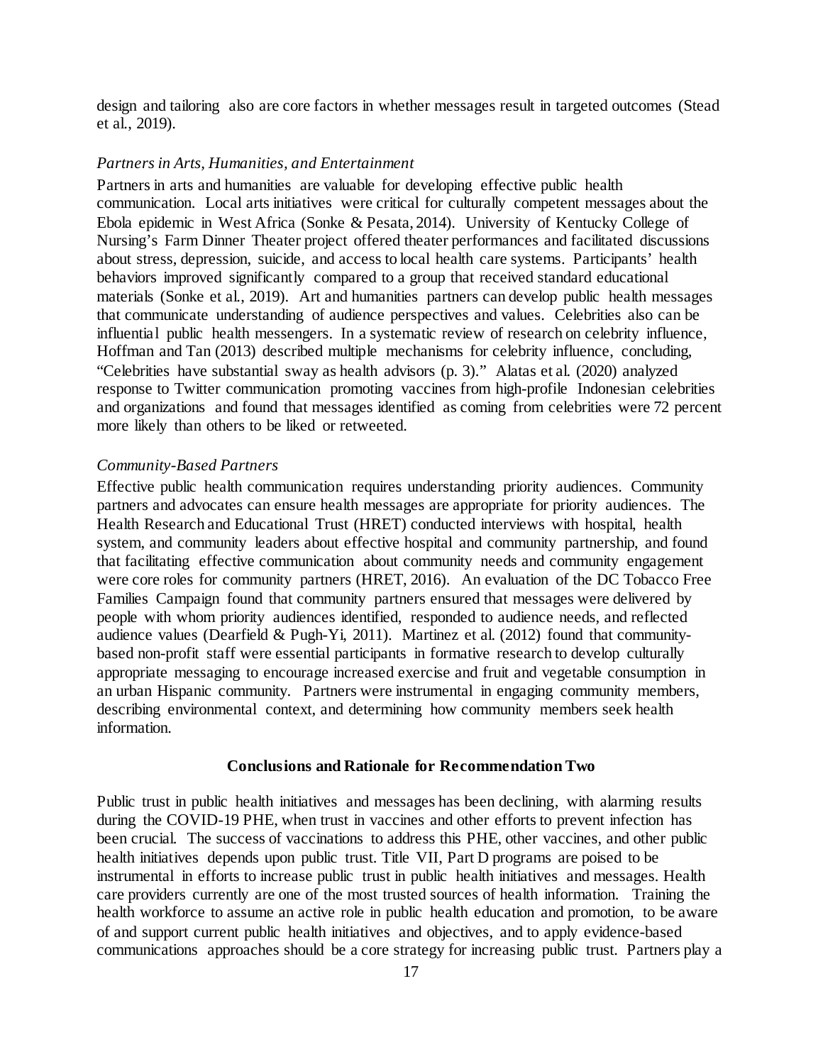design and tailoring also are core factors in whether messages result in targeted outcomes (Stead et al., 2019).

*Partners in Arts, Humanities, and Entertainment*

Partners in arts and humanities are valuable for developing effective public health communication. Local arts initiatives were critical for culturally competent messages about the Ebola epidemic in West Africa (Sonke & Pesata, 2014). University of Kentucky College of Nursing's Farm Dinner Theater project offered theater performances and facilitated discussions about stress, depression, suicide, and access to local health care systems. Participants' health behaviors improved significantly compared to a group that received standard educational materials (Sonke et al., 2019). Art and humanities partners can develop public health messages that communicate understanding of audience perspectives and values. Celebrities also can be influential public health messengers. In a systematic review of research on celebrity influence, Hoffman and Tan (2013) described multiple mechanisms for celebrity influence, concluding, "Celebrities have substantial sway as health advisors (p. 3)." Alatas et al. (2020) analyzed response to Twitter communication promoting vaccines from high-profile Indonesian celebrities and organizations and found that messages identified as coming from celebrities were 72 percent more likely than others to be liked or retweeted.

*Community-Based Partners*

Effective public health communication requires understanding priority audiences. Community partners and advocates can ensure health messages are appropriate for priority audiences. The Health Research and Educational Trust (HRET) conducted interviews with hospital, health system, and community leaders about effective hospital and community partnership, and found that facilitating effective communication about community needs and community engagement were core roles for community partners (HRET, 2016). An evaluation of the DC Tobacco Free Families Campaign found that community partners ensured that messages were delivered by people with whom priority audiences identified, responded to audience needs, and reflected audience values (Dearfield & Pugh-Yi, 2011). Martinez et al. (2012) found that community-based non-profit staff were essential participants in formative research to develop culturally appropriate messaging to encourage increased exercise and fruit and vegetable consumption in an urban Hispanic community. Partners were instrumental in engaging community members, describing environmental context, and determining how community members seek health information.

**Conclusions and Rationale for Recommendation Two**

Public trust in public health initiatives and messages has been declining, with alarming results during the COVID-19 PHE, when trust in vaccines and other efforts to prevent infection has been crucial. The success of vaccinations to address this PHE, other vaccines, and other public health initiatives depends upon public trust. Title VII, Part D programs are poised to be instrumental in efforts to increase public trust in public health initiatives and messages. Health care providers currently are one of the most trusted sources of health information. Training the health workforce to assume an active role in public health education and promotion, to be aware of and support current public health initiatives and objectives, and to apply evidence-based communications approaches should be a core strategy for increasing public trust. Partners play a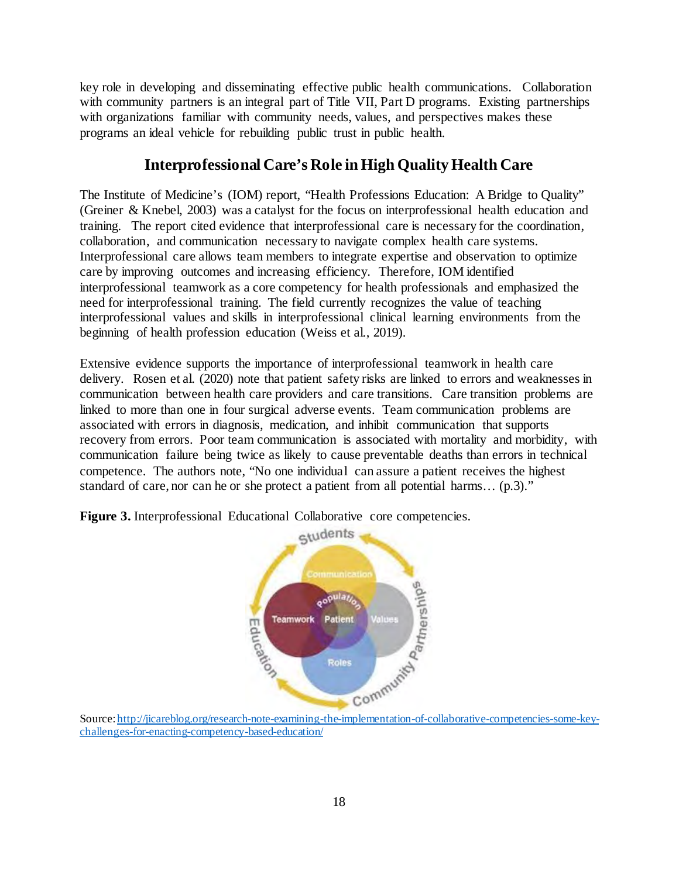key role in developing and disseminating effective public health communications. Collaboration with community partners is an integral part of Title VII, Part D programs. Existing partnerships with organizations familiar with community needs, values, and perspectives makes these programs an ideal vehicle for rebuilding public trust in public health.

## Interprofessional Care's Role in High Quality Health Care

The Institute of Medicine's (IOM) report, "Health Professions Education: A Bridge to Quality" (Greiner & Knebel, 2003) was a catalyst for the focus on interprofessional health education and training. The report cited evidence that interprofessional care is necessary for the coordination, collaboration, and communication necessary to navigate complex health care systems. Interprofessional care allows team members to integrate expertise and observation to optimize care by improving outcomes and increasing efficiency. Therefore, IOM identified interprofessional teamwork as a core competency for health professionals and emphasized the need for interprofessional training. The field currently recognizes the value of teaching interprofessional values and skills in interprofessional clinical learning environments from the beginning of health profession education (Weiss et al., 2019).

Extensive evidence supports the importance of interprofessional teamwork in health care delivery. Rosen et al. (2020) note that patient safety risks are linked to errors and weaknesses in communication between health care providers and care transitions. Care transition problems are linked to more than one in four surgical adverse events. Team communication problems are associated with errors in diagnosis, medication, and inhibit communication that supports recovery from errors. Poor team communication is associated with mortality and morbidity, with communication failure being twice as likely to cause preventable deaths than errors in technical competence. The authors note, "No one individual can assure a patient receives the highest standard of care, nor can he or she protect a patient from all potential harms… (p.3)."

**Figure 3.** Interprofessional Educational Collaborative core competencies.

Source: http://jicareblog.org/research-note-examining-the-implementation-of-collaborative-competencies-some-key-challenges-for-enacting-competency-based-education/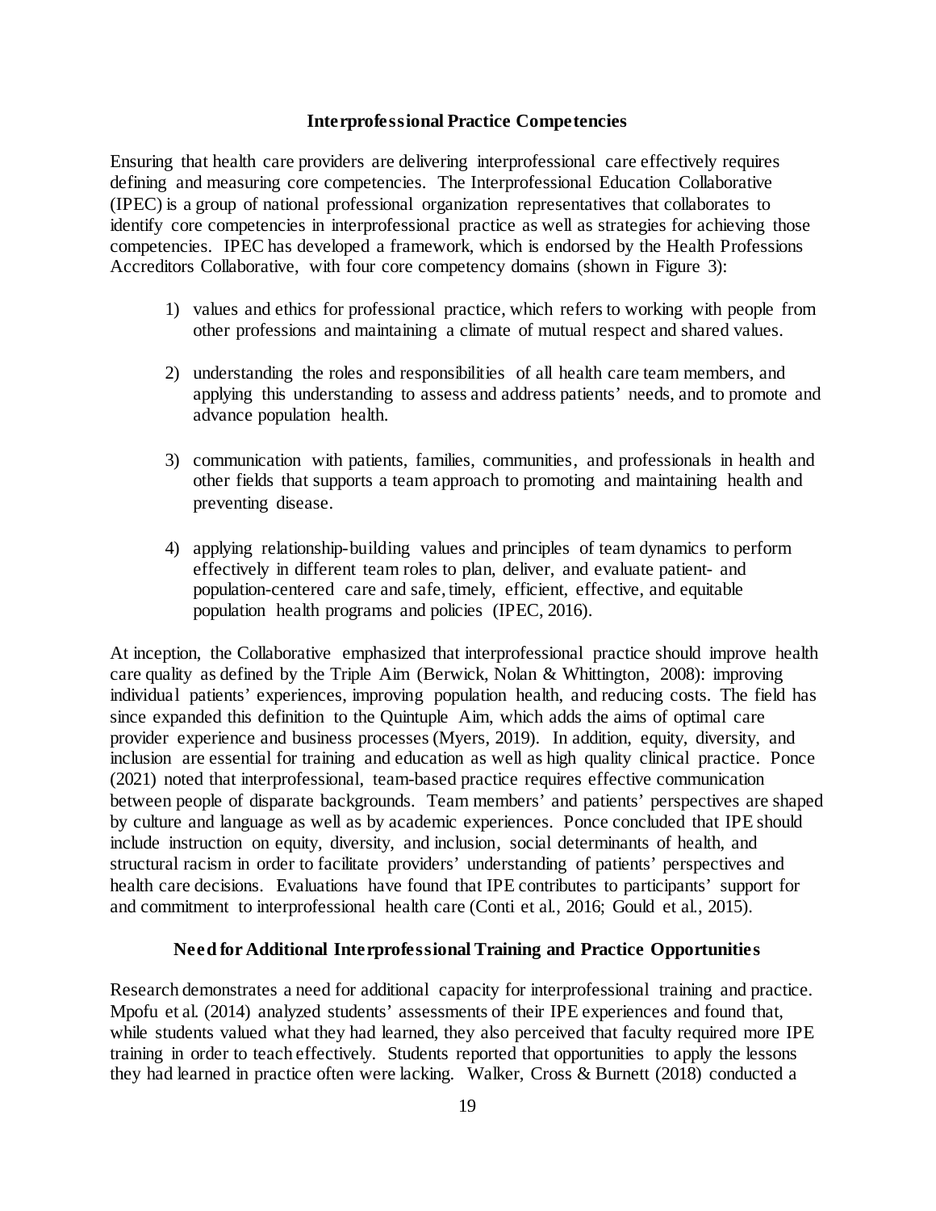## Interprofessional Practice Competencies

Ensuring that health care providers are delivering interprofessional care effectively requires defining and measuring core competencies. The Interprofessional Education Collaborative (IPEC) is a group of national professional organization representatives that collaborates to identify core competencies in interprofessional practice as well as strategies for achieving those competencies. IPEC has developed a framework, which is endorsed by the Health Professions Accreditors Collaborative, with four core competency domains (shown in Figure 3):

1) values and ethics for professional practice, which refers to working with people from other professions and maintaining a climate of mutual respect and shared values.

2) understanding the roles and responsibilities of all health care team members, and applying this understanding to assess and address patients' needs, and to promote and advance population health.

3) communication with patients, families, communities, and professionals in health and other fields that supports a team approach to promoting and maintaining health and preventing disease.

4) applying relationship-building values and principles of team dynamics to perform effectively in different team roles to plan, deliver, and evaluate patient- and population-centered care and safe, timely, efficient, effective, and equitable population health programs and policies (IPEC, 2016).

At inception, the Collaborative emphasized that interprofessional practice should improve health care quality as defined by the Triple Aim (Berwick, Nolan & Whittington, 2008): improving individual patients' experiences, improving population health, and reducing costs. The field has since expanded this definition to the Quintuple Aim, which adds the aims of optimal care provider experience and business processes (Myers, 2019). In addition, equity, diversity, and inclusion are essential for training and education as well as high quality clinical practice. Ponce (2021) noted that interprofessional, team-based practice requires effective communication between people of disparate backgrounds. Team members' and patients' perspectives are shaped by culture and language as well as by academic experiences. Ponce concluded that IPE should include instruction on equity, diversity, and inclusion, social determinants of health, and structural racism in order to facilitate providers' understanding of patients' perspectives and health care decisions. Evaluations have found that IPE contributes to participants' support for and commitment to interprofessional health care (Conti et al., 2016; Gould et al., 2015).

## Need for Additional Interprofessional Training and Practice Opportunities

Research demonstrates a need for additional capacity for interprofessional training and practice. Mpofu et al. (2014) analyzed students' assessments of their IPE experiences and found that, while students valued what they had learned, they also perceived that faculty required more IPE training in order to teach effectively. Students reported that opportunities to apply the lessons they had learned in practice often were lacking. Walker, Cross & Burnett (2018) conducted a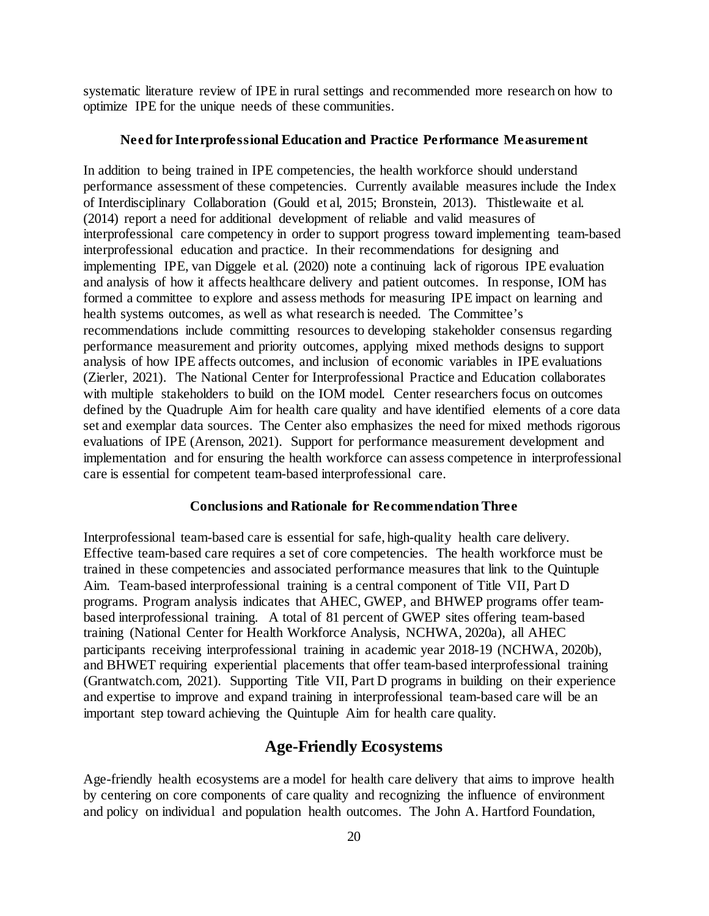systematic literature review of IPE in rural settings and recommended more research on how to optimize IPE for the unique needs of these communities.

### Need for Interprofessional Education and Practice Performance Measurement

In addition to being trained in IPE competencies, the health workforce should understand performance assessment of these competencies. Currently available measures include the Index of Interdisciplinary Collaboration (Gould et al, 2015; Bronstein, 2013). Thistlewaite et al. (2014) report a need for additional development of reliable and valid measures of interprofessional care competency in order to support progress toward implementing team-based interprofessional education and practice. In their recommendations for designing and implementing IPE, van Diggele et al. (2020) note a continuing lack of rigorous IPE evaluation and analysis of how it affects healthcare delivery and patient outcomes. In response, IOM has formed a committee to explore and assess methods for measuring IPE impact on learning and health systems outcomes, as well as what research is needed. The Committee's recommendations include committing resources to developing stakeholder consensus regarding performance measurement and priority outcomes, applying mixed methods designs to support analysis of how IPE affects outcomes, and inclusion of economic variables in IPE evaluations (Zierler, 2021). The National Center for Interprofessional Practice and Education collaborates with multiple stakeholders to build on the IOM model. Center researchers focus on outcomes defined by the Quadruple Aim for health care quality and have identified elements of a core data set and exemplar data sources. The Center also emphasizes the need for mixed methods rigorous evaluations of IPE (Arenson, 2021). Support for performance measurement development and implementation and for ensuring the health workforce can assess competence in interprofessional care is essential for competent team-based interprofessional care.

### Conclusions and Rationale for Recommendation Three

Interprofessional team-based care is essential for safe, high-quality health care delivery. Effective team-based care requires a set of core competencies. The health workforce must be trained in these competencies and associated performance measures that link to the Quintuple Aim. Team-based interprofessional training is a central component of Title VII, Part D programs. Program analysis indicates that AHEC, GWEP, and BHWEP programs offer team-based interprofessional training. A total of 81 percent of GWEP sites offering team-based training (National Center for Health Workforce Analysis, NCHWA, 2020a), all AHEC participants receiving interprofessional training in academic year 2018-19 (NCHWA, 2020b), and BHWET requiring experiential placements that offer team-based interprofessional training (Grantwatch.com, 2021). Supporting Title VII, Part D programs in building on their experience and expertise to improve and expand training in interprofessional team-based care will be an important step toward achieving the Quintuple Aim for health care quality.

## Age-Friendly Ecosystems

Age-friendly health ecosystems are a model for health care delivery that aims to improve health by centering on core components of care quality and recognizing the influence of environment and policy on individual and population health outcomes. The John A. Hartford Foundation,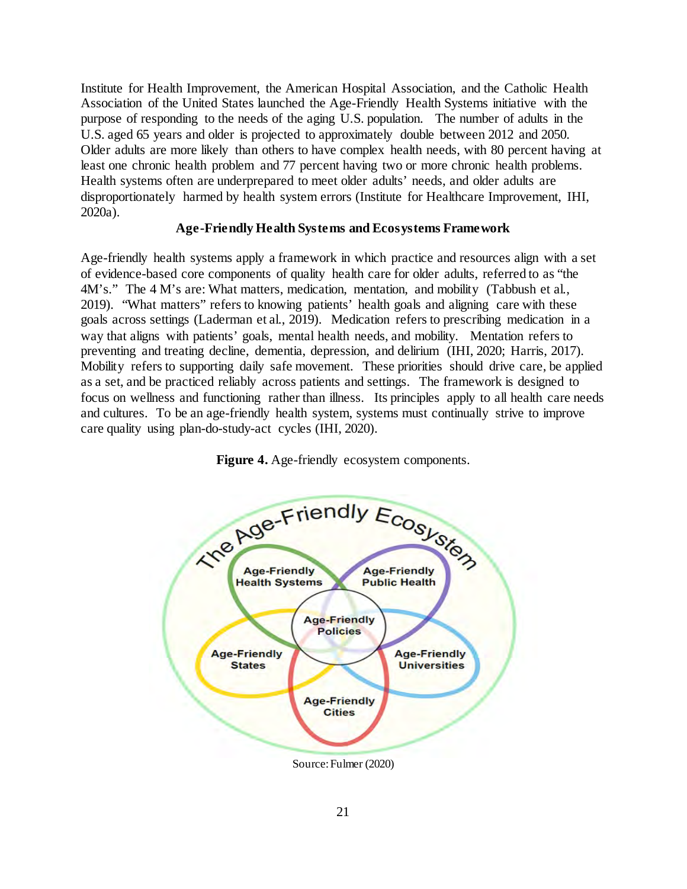Institute for Health Improvement, the American Hospital Association, and the Catholic Health Association of the United States launched the Age-Friendly Health Systems initiative with the purpose of responding to the needs of the aging U.S. population. The number of adults in the U.S. aged 65 years and older is projected to approximately double between 2012 and 2050. Older adults are more likely than others to have complex health needs, with 80 percent having at least one chronic health problem and 77 percent having two or more chronic health problems. Health systems often are underprepared to meet older adults' needs, and older adults are disproportionately harmed by health system errors (Institute for Healthcare Improvement, IHI, 2020a).

### Age-Friendly Health Systems and Ecosystems Framework

Age-friendly health systems apply a framework in which practice and resources align with a set of evidence-based core components of quality health care for older adults, referred to as "the 4M's." The 4 M's are: What matters, medication, mentation, and mobility (Tabbush et al., 2019). "What matters" refers to knowing patients' health goals and aligning care with these goals across settings (Laderman et al., 2019). Medication refers to prescribing medication in a way that aligns with patients' goals, mental health needs, and mobility. Mentation refers to preventing and treating decline, dementia, depression, and delirium (IHI, 2020; Harris, 2017). Mobility refers to supporting daily safe movement. These priorities should drive care, be applied as a set, and be practiced reliably across patients and settings. The framework is designed to focus on wellness and functioning rather than illness. Its principles apply to all health care needs and cultures. To be an age-friendly health system, systems must continually strive to improve care quality using plan-do-study-act cycles (IHI, 2020).

**Figure 4.** Age-friendly ecosystem components.

Source: Fulmer (2020)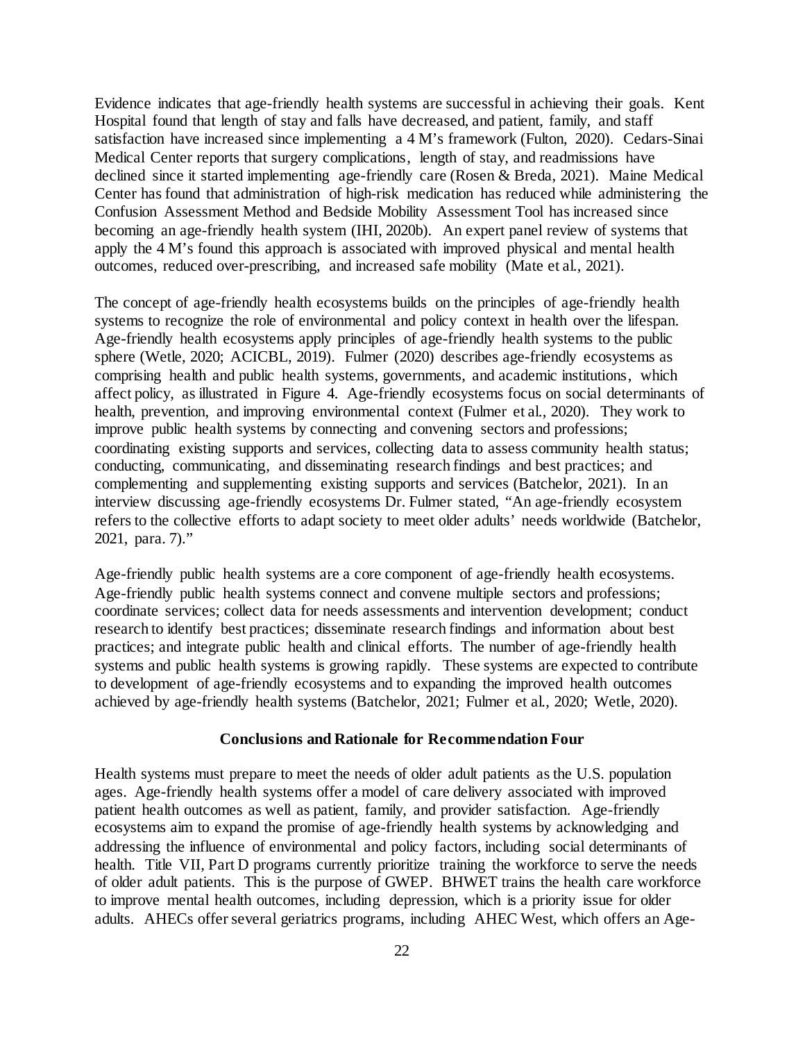Evidence indicates that age-friendly health systems are successful in achieving their goals. Kent Hospital found that length of stay and falls have decreased, and patient, family, and staff satisfaction have increased since implementing a 4 M's framework (Fulton, 2020). Cedars-Sinai Medical Center reports that surgery complications, length of stay, and readmissions have declined since it started implementing age-friendly care (Rosen & Breda, 2021). Maine Medical Center has found that administration of high-risk medication has reduced while administering the Confusion Assessment Method and Bedside Mobility Assessment Tool has increased since becoming an age-friendly health system (IHI, 2020b). An expert panel review of systems that apply the 4 M's found this approach is associated with improved physical and mental health outcomes, reduced over-prescribing, and increased safe mobility (Mate et al., 2021).

The concept of age-friendly health ecosystems builds on the principles of age-friendly health systems to recognize the role of environmental and policy context in health over the lifespan. Age-friendly health ecosystems apply principles of age-friendly health systems to the public sphere (Wetle, 2020; ACICBL, 2019). Fulmer (2020) describes age-friendly ecosystems as comprising health and public health systems, governments, and academic institutions, which affect policy, as illustrated in Figure 4. Age-friendly ecosystems focus on social determinants of health, prevention, and improving environmental context (Fulmer et al., 2020). They work to improve public health systems by connecting and convening sectors and professions; coordinating existing supports and services, collecting data to assess community health status; conducting, communicating, and disseminating research findings and best practices; and complementing and supplementing existing supports and services (Batchelor, 2021). In an interview discussing age-friendly ecosystems Dr. Fulmer stated, "An age-friendly ecosystem refers to the collective efforts to adapt society to meet older adults' needs worldwide (Batchelor, 2021, para. 7)."

Age-friendly public health systems are a core component of age-friendly health ecosystems. Age-friendly public health systems connect and convene multiple sectors and professions; coordinate services; collect data for needs assessments and intervention development; conduct research to identify best practices; disseminate research findings and information about best practices; and integrate public health and clinical efforts. The number of age-friendly health systems and public health systems is growing rapidly. These systems are expected to contribute to development of age-friendly ecosystems and to expanding the improved health outcomes achieved by age-friendly health systems (Batchelor, 2021; Fulmer et al., 2020; Wetle, 2020).

## Conclusions and Rationale for Recommendation Four

Health systems must prepare to meet the needs of older adult patients as the U.S. population ages. Age-friendly health systems offer a model of care delivery associated with improved patient health outcomes as well as patient, family, and provider satisfaction. Age-friendly ecosystems aim to expand the promise of age-friendly health systems by acknowledging and addressing the influence of environmental and policy factors, including social determinants of health. Title VII, Part D programs currently prioritize training the workforce to serve the needs of older adult patients. This is the purpose of GWEP. BHWET trains the health care workforce to improve mental health outcomes, including depression, which is a priority issue for older adults. AHECs offer several geriatrics programs, including AHEC West, which offers an Age-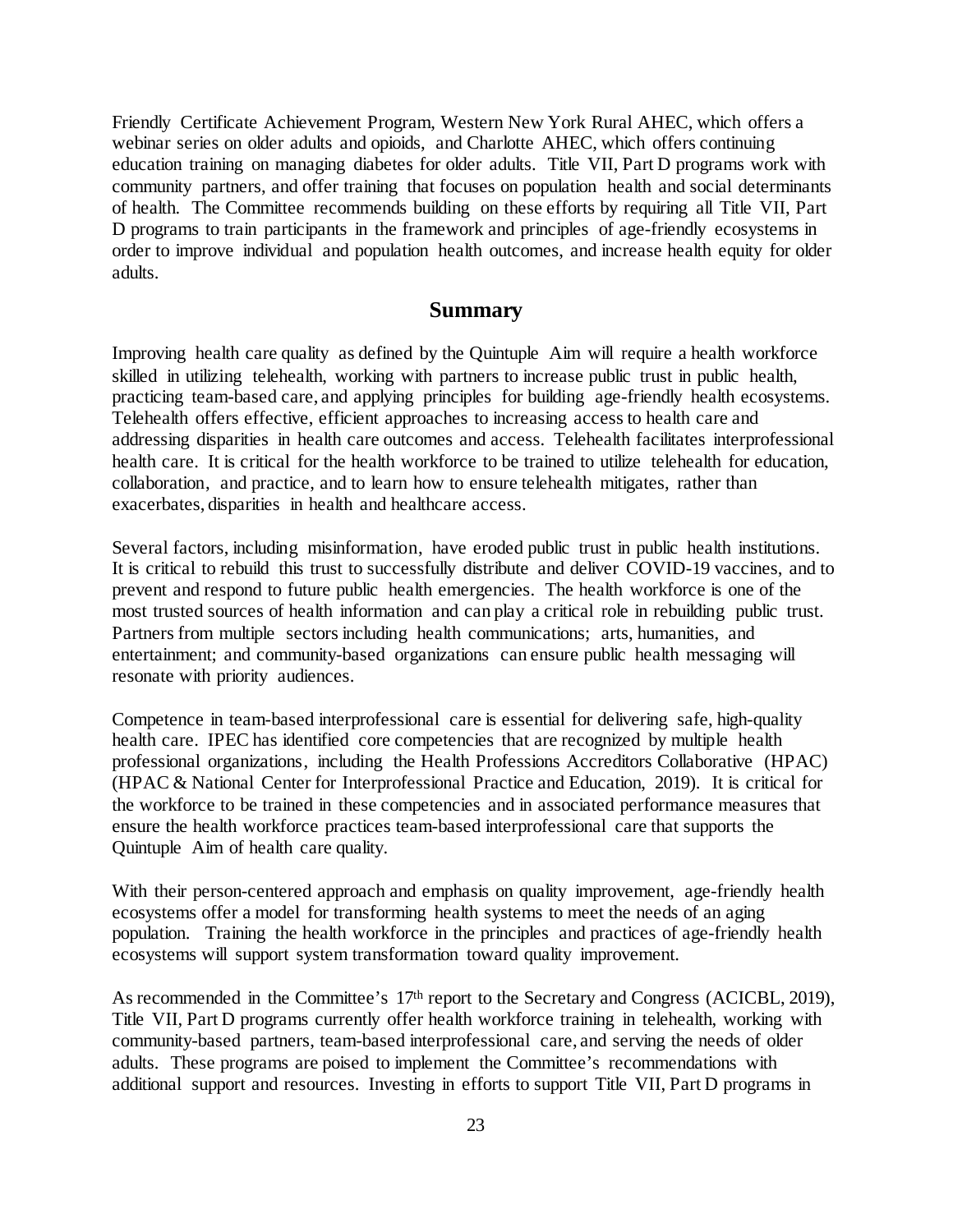Friendly Certificate Achievement Program, Western New York Rural AHEC, which offers a webinar series on older adults and opioids, and Charlotte AHEC, which offers continuing education training on managing diabetes for older adults. Title VII, Part D programs work with community partners, and offer training that focuses on population health and social determinants of health. The Committee recommends building on these efforts by requiring all Title VII, Part D programs to train participants in the framework and principles of age-friendly ecosystems in order to improve individual and population health outcomes, and increase health equity for older adults.

## Summary

Improving health care quality as defined by the Quintuple Aim will require a health workforce skilled in utilizing telehealth, working with partners to increase public trust in public health, practicing team-based care, and applying principles for building age-friendly health ecosystems. Telehealth offers effective, efficient approaches to increasing access to health care and addressing disparities in health care outcomes and access. Telehealth facilitates interprofessional health care. It is critical for the health workforce to be trained to utilize telehealth for education, collaboration, and practice, and to learn how to ensure telehealth mitigates, rather than exacerbates, disparities in health and healthcare access.

Several factors, including misinformation, have eroded public trust in public health institutions. It is critical to rebuild this trust to successfully distribute and deliver COVID-19 vaccines, and to prevent and respond to future public health emergencies. The health workforce is one of the most trusted sources of health information and can play a critical role in rebuilding public trust. Partners from multiple sectors including health communications; arts, humanities, and entertainment; and community-based organizations can ensure public health messaging will resonate with priority audiences.

Competence in team-based interprofessional care is essential for delivering safe, high-quality health care. IPEC has identified core competencies that are recognized by multiple health professional organizations, including the Health Professions Accreditors Collaborative (HPAC) (HPAC & National Center for Interprofessional Practice and Education, 2019). It is critical for the workforce to be trained in these competencies and in associated performance measures that ensure the health workforce practices team-based interprofessional care that supports the Quintuple Aim of health care quality.

With their person-centered approach and emphasis on quality improvement, age-friendly health ecosystems offer a model for transforming health systems to meet the needs of an aging population. Training the health workforce in the principles and practices of age-friendly health ecosystems will support system transformation toward quality improvement.

As recommended in the Committee's 17th report to the Secretary and Congress (ACICBL, 2019), Title VII, Part D programs currently offer health workforce training in telehealth, working with community-based partners, team-based interprofessional care, and serving the needs of older adults. These programs are poised to implement the Committee's recommendations with additional support and resources. Investing in efforts to support Title VII, Part D programs in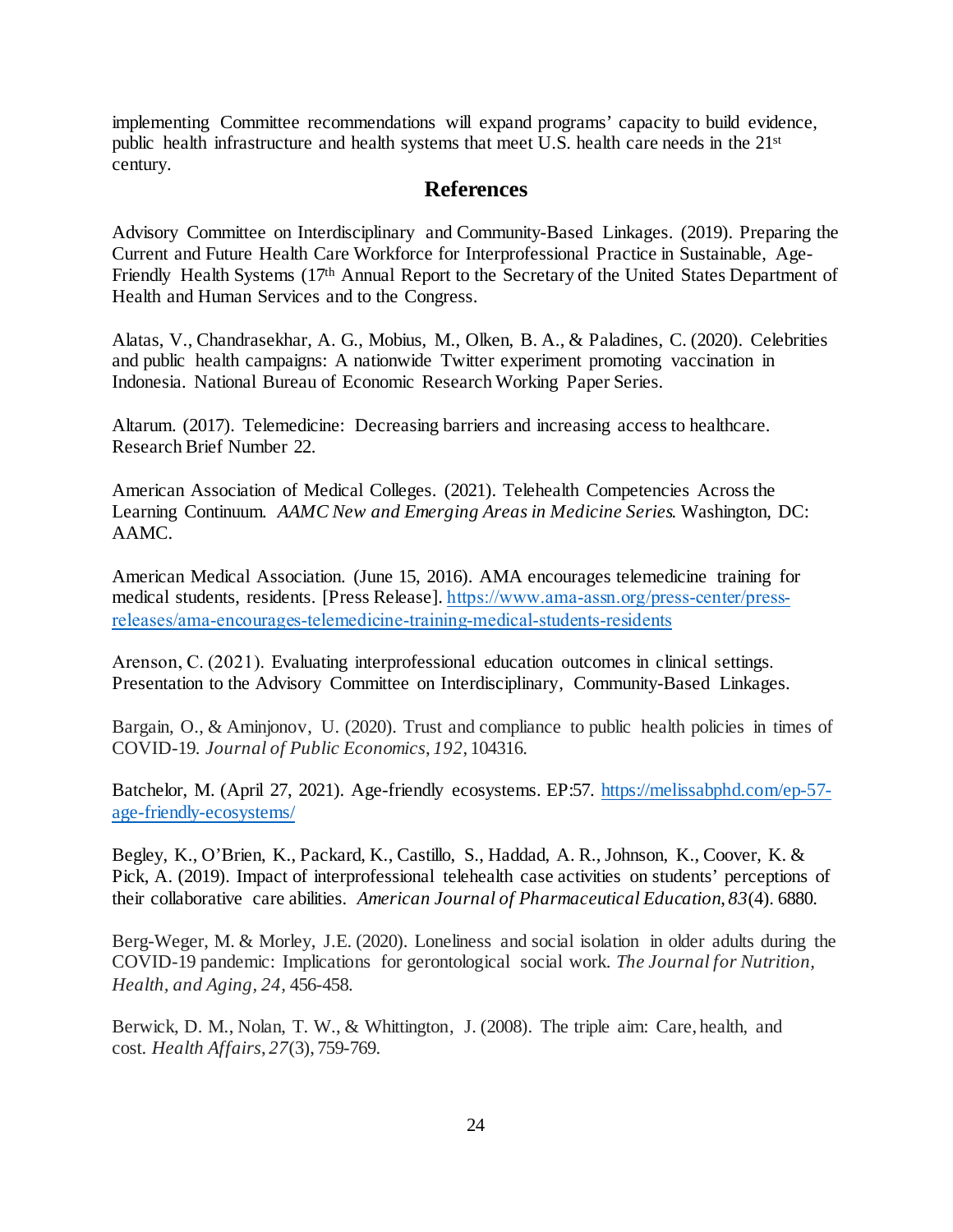implementing Committee recommendations will expand programs' capacity to build evidence, public health infrastructure and health systems that meet U.S. health care needs in the 21st century.

## References

Advisory Committee on Interdisciplinary and Community-Based Linkages. (2019). Preparing the Current and Future Health Care Workforce for Interprofessional Practice in Sustainable, Age-Friendly Health Systems (17th Annual Report to the Secretary of the United States Department of Health and Human Services and to the Congress.

Alatas, V., Chandrasekhar, A. G., Mobius, M., Olken, B. A., & Paladines, C. (2020). Celebrities and public health campaigns: A nationwide Twitter experiment promoting vaccination in Indonesia. National Bureau of Economic Research Working Paper Series.

Altarum. (2017). Telemedicine: Decreasing barriers and increasing access to healthcare. Research Brief Number 22.

American Association of Medical Colleges. (2021). Telehealth Competencies Across the Learning Continuum. *AAMC New and Emerging Areas in Medicine Series*. Washington, DC: AAMC.

American Medical Association. (June 15, 2016). AMA encourages telemedicine training for medical students, residents. [Press Release]. https://www.ama-assn.org/press-center/press-releases/ama-encourages-telemedicine-training-medical-students-residents

Arenson, C. (2021). Evaluating interprofessional education outcomes in clinical settings. Presentation to the Advisory Committee on Interdisciplinary, Community-Based Linkages.

Bargain, O., & Aminjonov, U. (2020). Trust and compliance to public health policies in times of COVID-19. *Journal of Public Economics*, *192*, 104316.

Batchelor, M. (April 27, 2021). Age-friendly ecosystems. EP:57. https://melissabphd.com/ep-57-age-friendly-ecosystems/

Begley, K., O'Brien, K., Packard, K., Castillo, S., Haddad, A. R., Johnson, K., Coover, K. & Pick, A. (2019). Impact of interprofessional telehealth case activities on students' perceptions of their collaborative care abilities. *American Journal of Pharmaceutical Education*, *83*(4). 6880.

Berg-Weger, M. & Morley, J.E. (2020). Loneliness and social isolation in older adults during the COVID-19 pandemic: Implications for gerontological social work. *The Journal for Nutrition, Health, and Aging*, *24*, 456-458.

Berwick, D. M., Nolan, T. W., & Whittington, J. (2008). The triple aim: Care, health, and cost. *Health Affairs*, *27*(3), 759-769.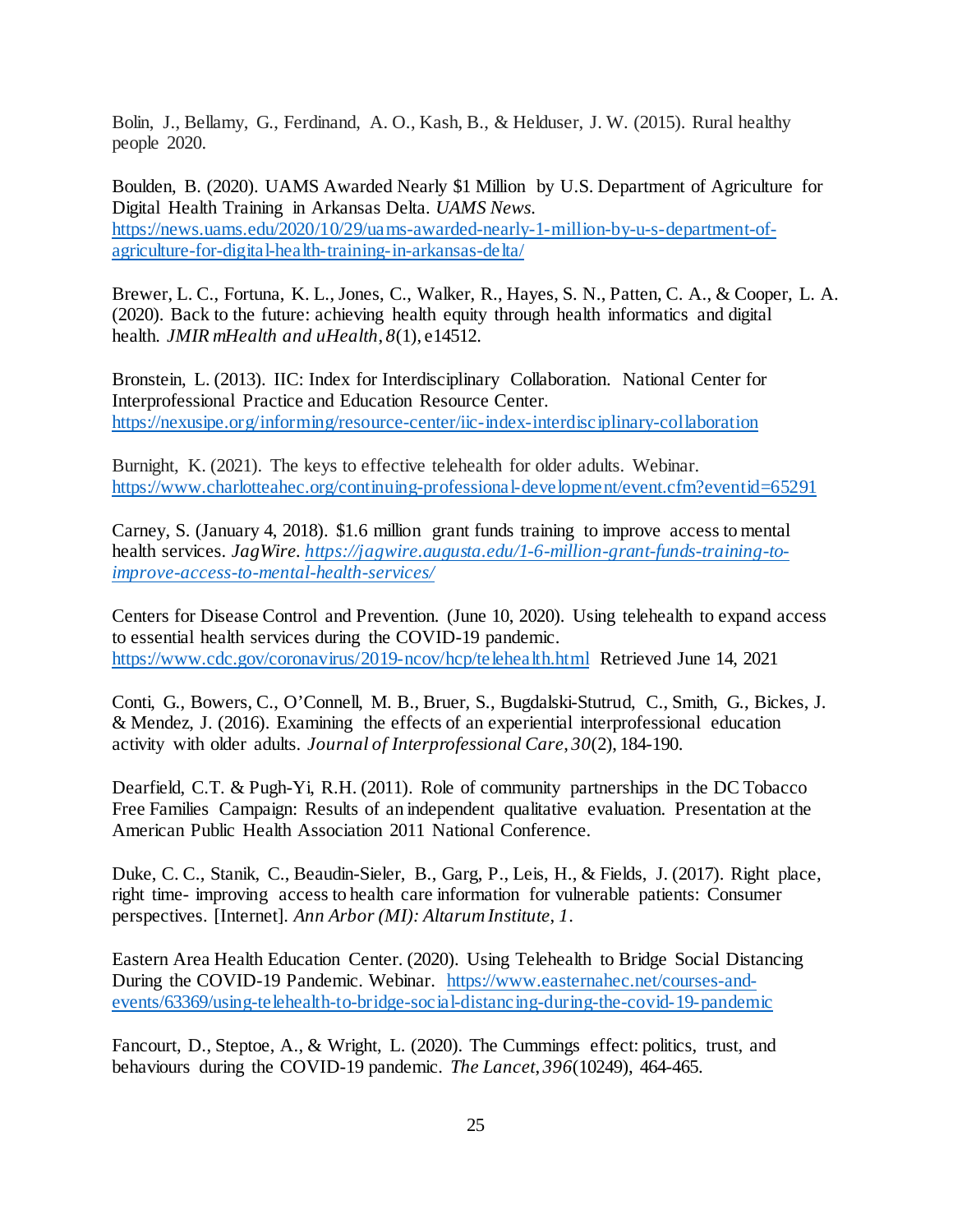Bolin, J., Bellamy, G., Ferdinand, A. O., Kash, B., & Helduser, J. W. (2015). Rural healthy people 2020.

Boulden, B. (2020). UAMS Awarded Nearly $1 Million by U.S. Department of Agriculture for Digital Health Training in Arkansas Delta. *UAMS News*. https://news.uams.edu/2020/10/29/uams-awarded-nearly-1-million-by-u-s-department-of-agriculture-for-digital-health-training-in-arkansas-delta/

Brewer, L. C., Fortuna, K. L., Jones, C., Walker, R., Hayes, S. N., Patten, C. A., & Cooper, L. A. (2020). Back to the future: achieving health equity through health informatics and digital health. *JMIR mHealth and uHealth*, *8*(1), e14512.

Bronstein, L. (2013). IIC: Index for Interdisciplinary Collaboration. National Center for Interprofessional Practice and Education Resource Center. https://nexusipe.org/informing/resource-center/iic-index-interdisciplinary-collaboration

Burnight, K. (2021). The keys to effective telehealth for older adults. Webinar. https://www.charlotteahec.org/continuing-professional-development/event.cfm?eventid=65291

Carney, S. (January 4, 2018). $1.6 million grant funds training to improve access to mental health services. *JagWire*. *https://jagwire.augusta.edu/1-6-million-grant-funds-training-to-improve-access-to-mental-health-services/*

Centers for Disease Control and Prevention. (June 10, 2020). Using telehealth to expand access to essential health services during the COVID-19 pandemic. https://www.cdc.gov/coronavirus/2019-ncov/hcp/telehealth.html Retrieved June 14, 2021

Conti, G., Bowers, C., O'Connell, M. B., Bruer, S., Bugdalski-Stutrud, C., Smith, G., Bickes, J. & Mendez, J. (2016). Examining the effects of an experiential interprofessional education activity with older adults. *Journal of Interprofessional Care*, *30*(2), 184-190.

Dearfield, C.T. & Pugh-Yi, R.H. (2011). Role of community partnerships in the DC Tobacco Free Families Campaign: Results of an independent qualitative evaluation. Presentation at the American Public Health Association 2011 National Conference.

Duke, C. C., Stanik, C., Beaudin-Sieler, B., Garg, P., Leis, H., & Fields, J. (2017). Right place, right time- improving access to health care information for vulnerable patients: Consumer perspectives. [Internet]. *Ann Arbor (MI): Altarum Institute*, *1*.

Eastern Area Health Education Center. (2020). Using Telehealth to Bridge Social Distancing During the COVID-19 Pandemic. Webinar. https://www.easternahec.net/courses-and-events/63369/using-telehealth-to-bridge-social-distancing-during-the-covid-19-pandemic

Fancourt, D., Steptoe, A., & Wright, L. (2020). The Cummings effect: politics, trust, and behaviours during the COVID-19 pandemic. *The Lancet*, *396*(10249), 464-465.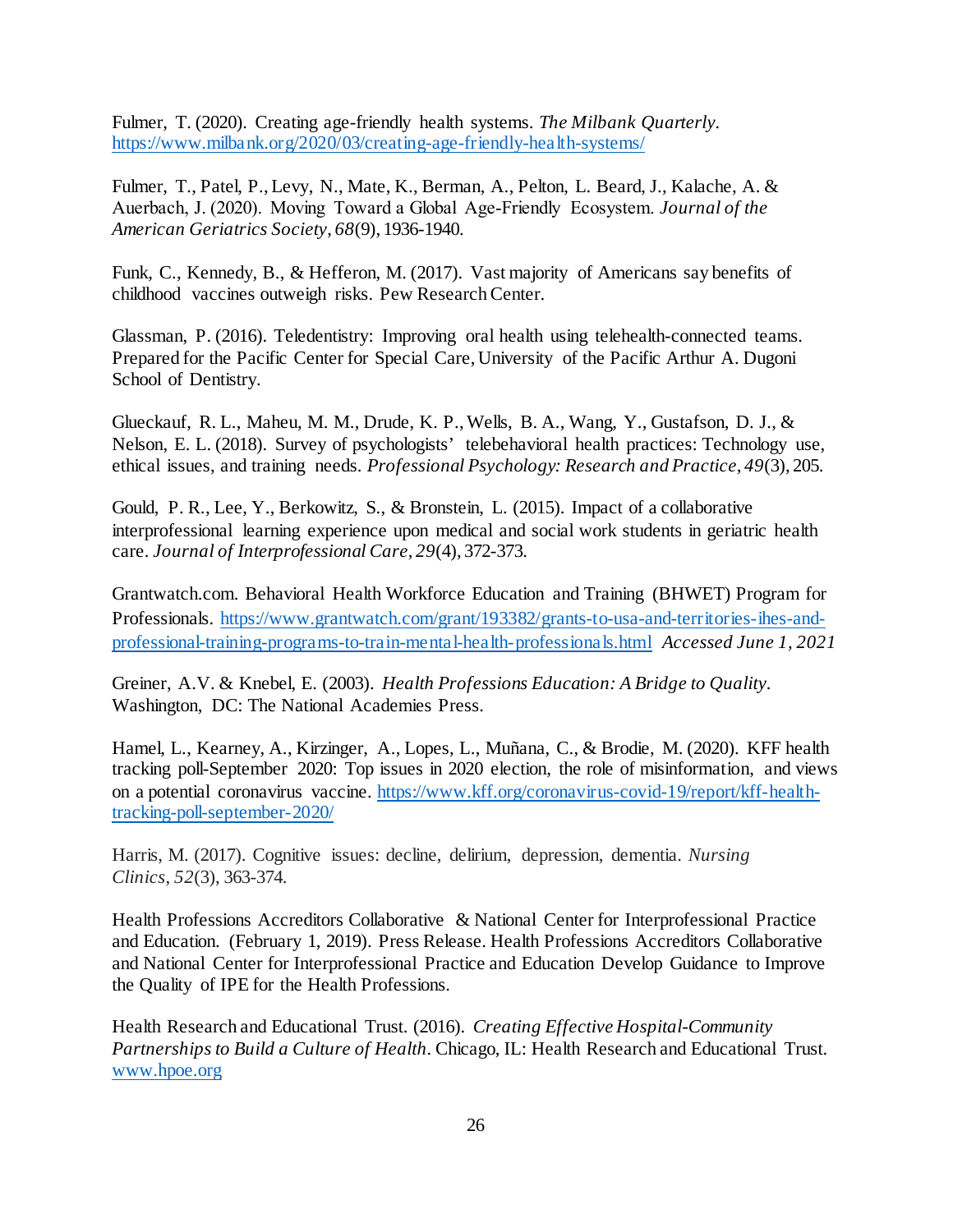Fulmer, T. (2020). Creating age-friendly health systems. *The Milbank Quarterly*. https://www.milbank.org/2020/03/creating-age-friendly-health-systems/

Fulmer, T., Patel, P., Levy, N., Mate, K., Berman, A., Pelton, L. Beard, J., Kalache, A. & Auerbach, J. (2020). Moving Toward a Global Age-Friendly Ecosystem. *Journal of the American Geriatrics Society*, *68*(9), 1936-1940.

Funk, C., Kennedy, B., & Hefferon, M. (2017). Vast majority of Americans say benefits of childhood vaccines outweigh risks. Pew Research Center.

Glassman, P. (2016). Teledentistry: Improving oral health using telehealth-connected teams. Prepared for the Pacific Center for Special Care, University of the Pacific Arthur A. Dugoni School of Dentistry.

Glueckauf, R. L., Maheu, M. M., Drude, K. P., Wells, B. A., Wang, Y., Gustafson, D. J., & Nelson, E. L. (2018). Survey of psychologists' telebehavioral health practices: Technology use, ethical issues, and training needs. *Professional Psychology: Research and Practice*, *49*(3), 205.

Gould, P. R., Lee, Y., Berkowitz, S., & Bronstein, L. (2015). Impact of a collaborative interprofessional learning experience upon medical and social work students in geriatric health care. *Journal of Interprofessional Care*, *29*(4), 372-373.

Grantwatch.com. Behavioral Health Workforce Education and Training (BHWET) Program for Professionals. https://www.grantwatch.com/grant/193382/grants-to-usa-and-territories-ihes-and-professional-training-programs-to-train-mental-health-professionals.html *Accessed June 1, 2021*

Greiner, A.V. & Knebel, E. (2003). *Health Professions Education: A Bridge to Quality*. Washington, DC: The National Academies Press.

Hamel, L., Kearney, A., Kirzinger, A., Lopes, L., Muñana, C., & Brodie, M. (2020). KFF health tracking poll-September 2020: Top issues in 2020 election, the role of misinformation, and views on a potential coronavirus vaccine. https://www.kff.org/coronavirus-covid-19/report/kff-health-tracking-poll-september-2020/

Harris, M. (2017). Cognitive issues: decline, delirium, depression, dementia. *Nursing Clinics*, *52*(3), 363-374.

Health Professions Accreditors Collaborative & National Center for Interprofessional Practice and Education. (February 1, 2019). Press Release. Health Professions Accreditors Collaborative and National Center for Interprofessional Practice and Education Develop Guidance to Improve the Quality of IPE for the Health Professions.

Health Research and Educational Trust. (2016). *Creating Effective Hospital-Community Partnerships to Build a Culture of Health*. Chicago, IL: Health Research and Educational Trust. www.hpoe.org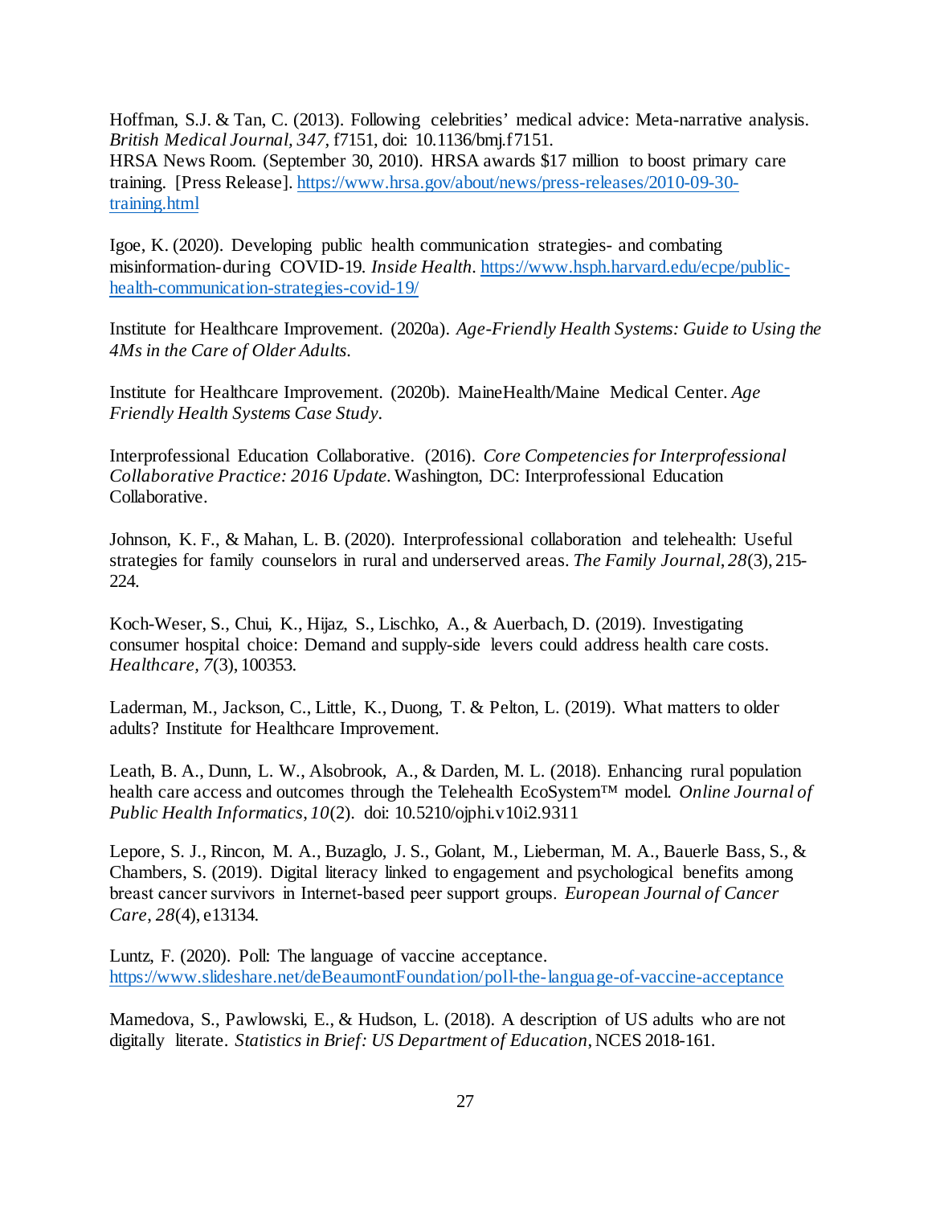Hoffman, S.J. & Tan, C. (2013). Following celebrities' medical advice: Meta-narrative analysis. *British Medical Journal, 347*, f7151, doi: 10.1136/bmj.f7151.
HRSA News Room. (September 30, 2010). HRSA awards $17 million to boost primary care training. [Press Release]. https://www.hrsa.gov/about/news/press-releases/2010-09-30-training.html

Igoe, K. (2020). Developing public health communication strategies- and combating misinformation-during COVID-19. *Inside Health*. https://www.hsph.harvard.edu/ecpe/public-health-communication-strategies-covid-19/

Institute for Healthcare Improvement. (2020a). *Age-Friendly Health Systems: Guide to Using the 4Ms in the Care of Older Adults.*

Institute for Healthcare Improvement. (2020b). MaineHealth/Maine Medical Center. *Age Friendly Health Systems Case Study.*

Interprofessional Education Collaborative. (2016). *Core Competencies for Interprofessional Collaborative Practice: 2016 Update.* Washington, DC: Interprofessional Education Collaborative.

Johnson, K. F., & Mahan, L. B. (2020). Interprofessional collaboration and telehealth: Useful strategies for family counselors in rural and underserved areas. *The Family Journal*, *28*(3), 215-224.

Koch-Weser, S., Chui, K., Hijaz, S., Lischko, A., & Auerbach, D. (2019). Investigating consumer hospital choice: Demand and supply-side levers could address health care costs. *Healthcare, 7*(3), 100353.

Laderman, M., Jackson, C., Little, K., Duong, T. & Pelton, L. (2019). What matters to older adults? Institute for Healthcare Improvement.

Leath, B. A., Dunn, L. W., Alsobrook, A., & Darden, M. L. (2018). Enhancing rural population health care access and outcomes through the Telehealth EcoSystem™ model. *Online Journal of Public Health Informatics*, *10*(2). doi: 10.5210/ojphi.v10i2.9311

Lepore, S. J., Rincon, M. A., Buzaglo, J. S., Golant, M., Lieberman, M. A., Bauerle Bass, S., & Chambers, S. (2019). Digital literacy linked to engagement and psychological benefits among breast cancer survivors in Internet-based peer support groups. *European Journal of Cancer Care*, *28*(4), e13134.

Luntz, F. (2020). Poll: The language of vaccine acceptance. https://www.slideshare.net/deBeaumontFoundation/poll-the-language-of-vaccine-acceptance

Mamedova, S., Pawlowski, E., & Hudson, L. (2018). A description of US adults who are not digitally literate. *Statistics in Brief: US Department of Education*, NCES 2018-161.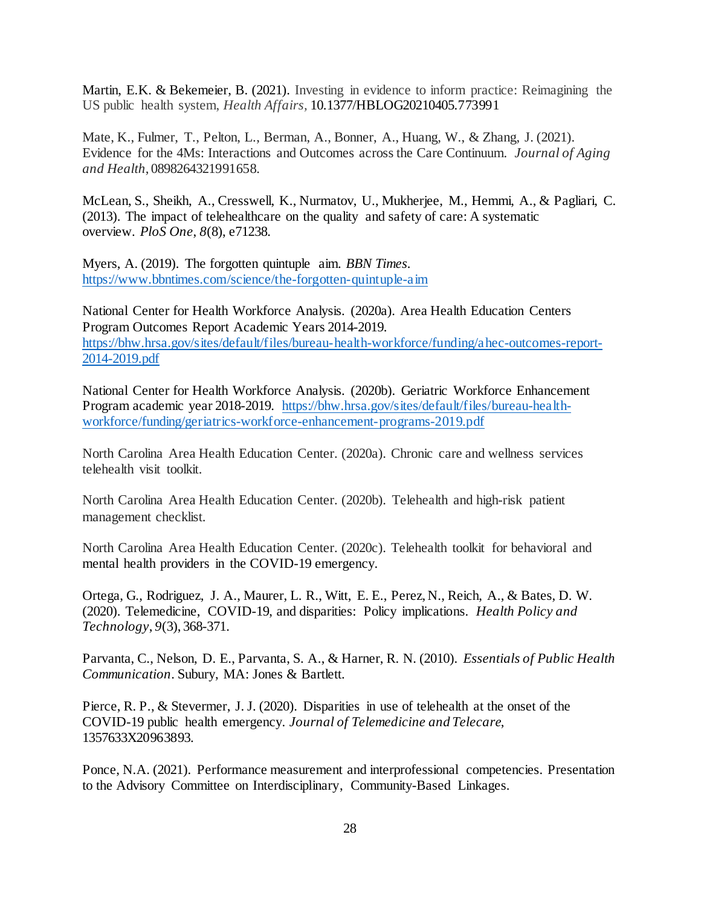Martin, E.K. & Bekemeier, B. (2021). Investing in evidence to inform practice: Reimagining the US public health system, *Health Affairs*, 10.1377/HBLOG20210405.773991

Mate, K., Fulmer, T., Pelton, L., Berman, A., Bonner, A., Huang, W., & Zhang, J. (2021). Evidence for the 4Ms: Interactions and Outcomes across the Care Continuum. *Journal of Aging and Health*, 0898264321991658.

McLean, S., Sheikh, A., Cresswell, K., Nurmatov, U., Mukherjee, M., Hemmi, A., & Pagliari, C. (2013). The impact of telehealthcare on the quality and safety of care: A systematic overview. *PloS One*, *8*(8), e71238.

Myers, A. (2019). The forgotten quintuple aim. *BBN Times*. https://www.bbntimes.com/science/the-forgotten-quintuple-aim

National Center for Health Workforce Analysis. (2020a). Area Health Education Centers Program Outcomes Report Academic Years 2014-2019. https://bhw.hrsa.gov/sites/default/files/bureau-health-workforce/funding/ahec-outcomes-report-2014-2019.pdf

National Center for Health Workforce Analysis. (2020b). Geriatric Workforce Enhancement Program academic year 2018-2019. https://bhw.hrsa.gov/sites/default/files/bureau-health-workforce/funding/geriatrics-workforce-enhancement-programs-2019.pdf

North Carolina Area Health Education Center. (2020a). Chronic care and wellness services telehealth visit toolkit.

North Carolina Area Health Education Center. (2020b). Telehealth and high-risk patient management checklist.

North Carolina Area Health Education Center. (2020c). Telehealth toolkit for behavioral and mental health providers in the COVID-19 emergency.

Ortega, G., Rodriguez, J. A., Maurer, L. R., Witt, E. E., Perez, N., Reich, A., & Bates, D. W. (2020). Telemedicine, COVID-19, and disparities: Policy implications. *Health Policy and Technology*, *9*(3), 368-371.

Parvanta, C., Nelson, D. E., Parvanta, S. A., & Harner, R. N. (2010). *Essentials of Public Health Communication*. Subury, MA: Jones & Bartlett.

Pierce, R. P., & Stevermer, J. J. (2020). Disparities in use of telehealth at the onset of the COVID-19 public health emergency. *Journal of Telemedicine and Telecare*, 1357633X20963893.

Ponce, N.A. (2021). Performance measurement and interprofessional competencies. Presentation to the Advisory Committee on Interdisciplinary, Community-Based Linkages.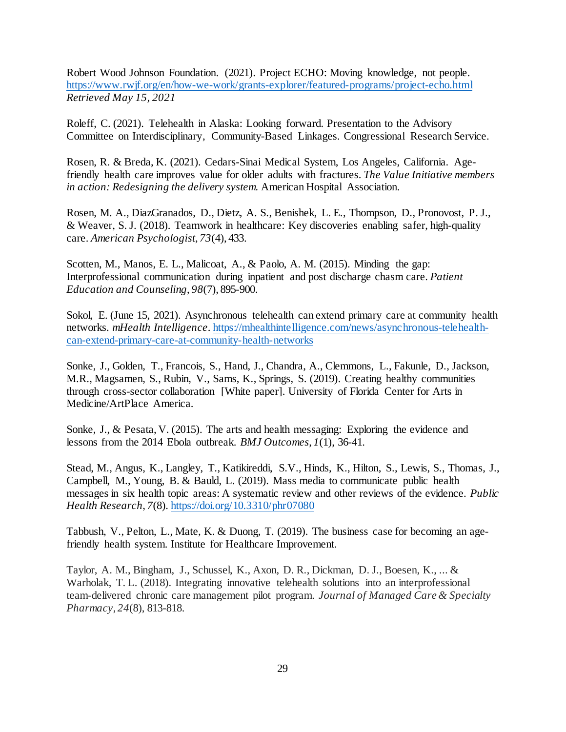Robert Wood Johnson Foundation. (2021). Project ECHO: Moving knowledge, not people. https://www.rwjf.org/en/how-we-work/grants-explorer/featured-programs/project-echo.html *Retrieved May 15, 2021*

Roleff, C. (2021). Telehealth in Alaska: Looking forward. Presentation to the Advisory Committee on Interdisciplinary, Community-Based Linkages. Congressional Research Service.

Rosen, R. & Breda, K. (2021). Cedars-Sinai Medical System, Los Angeles, California. Age-friendly health care improves value for older adults with fractures. *The Value Initiative members in action: Redesigning the delivery system.* American Hospital Association.

Rosen, M. A., DiazGranados, D., Dietz, A. S., Benishek, L. E., Thompson, D., Pronovost, P. J., & Weaver, S. J. (2018). Teamwork in healthcare: Key discoveries enabling safer, high-quality care. *American Psychologist*, *73*(4), 433.

Scotten, M., Manos, E. L., Malicoat, A., & Paolo, A. M. (2015). Minding the gap: Interprofessional communication during inpatient and post discharge chasm care. *Patient Education and Counseling*, *98*(7), 895-900.

Sokol, E. (June 15, 2021). Asynchronous telehealth can extend primary care at community health networks. *mHealth Intelligence*. https://mhealthintelligence.com/news/asynchronous-telehealth-can-extend-primary-care-at-community-health-networks

Sonke, J., Golden, T., Francois, S., Hand, J., Chandra, A., Clemmons, L., Fakunle, D., Jackson, M.R., Magsamen, S., Rubin, V., Sams, K., Springs, S. (2019). Creating healthy communities through cross-sector collaboration [White paper]. University of Florida Center for Arts in Medicine/ArtPlace America.

Sonke, J., & Pesata, V. (2015). The arts and health messaging: Exploring the evidence and lessons from the 2014 Ebola outbreak. *BMJ Outcomes*, *1*(1), 36-41.

Stead, M., Angus, K., Langley, T., Katikireddi, S.V., Hinds, K., Hilton, S., Lewis, S., Thomas, J., Campbell, M., Young, B. & Bauld, L. (2019). Mass media to communicate public health messages in six health topic areas: A systematic review and other reviews of the evidence. *Public Health Research*, *7*(8). https://doi.org/10.3310/phr07080

Tabbush, V., Pelton, L., Mate, K. & Duong, T. (2019). The business case for becoming an age-friendly health system. Institute for Healthcare Improvement.

Taylor, A. M., Bingham, J., Schussel, K., Axon, D. R., Dickman, D. J., Boesen, K., ... & Warholak, T. L. (2018). Integrating innovative telehealth solutions into an interprofessional team-delivered chronic care management pilot program. *Journal of Managed Care & Specialty Pharmacy*, *24*(8), 813-818.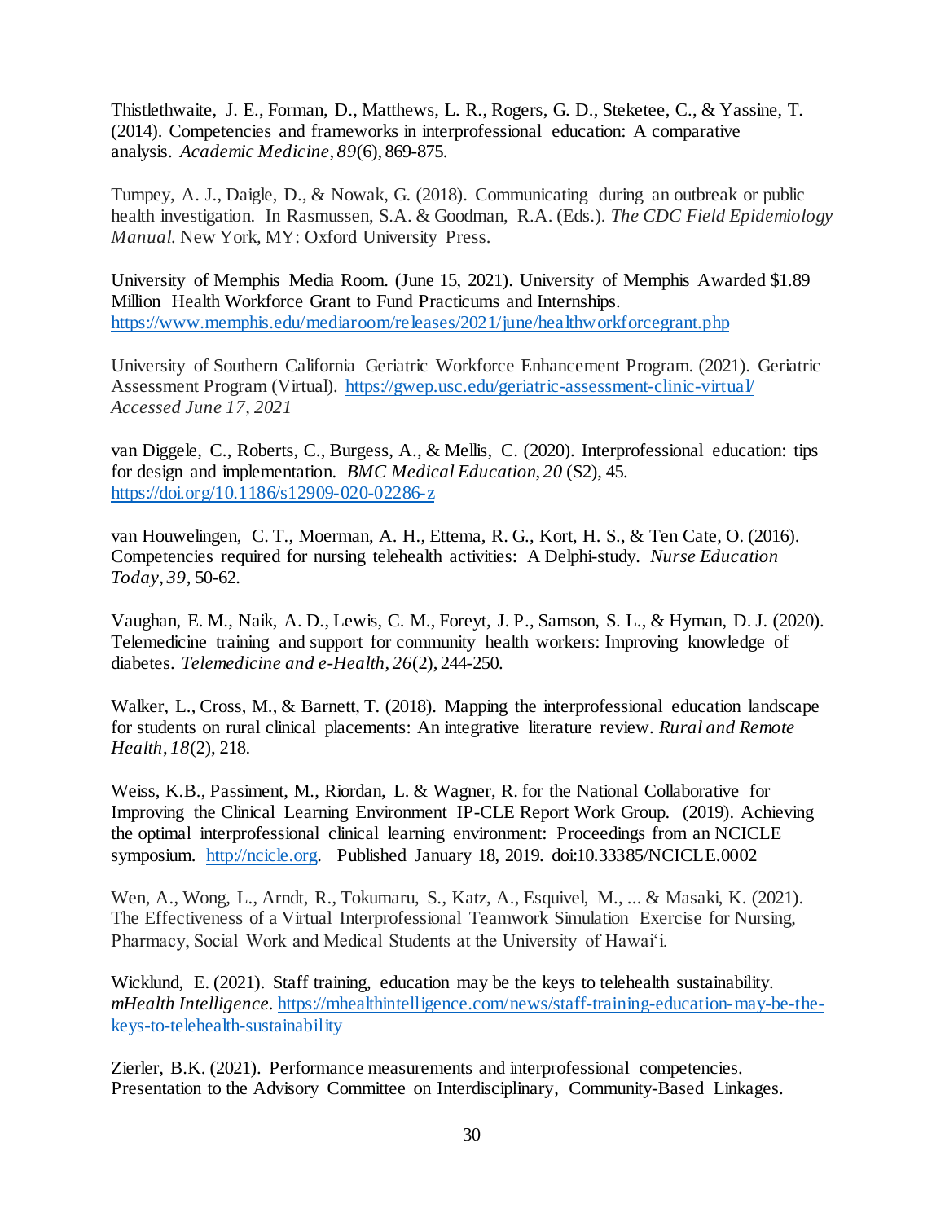Thistlethwaite, J. E., Forman, D., Matthews, L. R., Rogers, G. D., Steketee, C., & Yassine, T. (2014). Competencies and frameworks in interprofessional education: A comparative analysis. *Academic Medicine, 89*(6), 869-875.

Tumpey, A. J., Daigle, D., & Nowak, G. (2018). Communicating during an outbreak or public health investigation. In Rasmussen, S.A. & Goodman, R.A. (Eds.). *The CDC Field Epidemiology Manual*. New York, MY: Oxford University Press.

University of Memphis Media Room. (June 15, 2021). University of Memphis Awarded $1.89 Million Health Workforce Grant to Fund Practicums and Internships. https://www.memphis.edu/mediaroom/releases/2021/june/healthworkforcegrant.php

University of Southern California Geriatric Workforce Enhancement Program. (2021). Geriatric Assessment Program (Virtual). https://gwep.usc.edu/geriatric-assessment-clinic-virtual/ *Accessed June 17, 2021*

van Diggele, C., Roberts, C., Burgess, A., & Mellis, C. (2020). Interprofessional education: tips for design and implementation. *BMC Medical Education, 20* (S2), 45. https://doi.org/10.1186/s12909-020-02286-z

van Houwelingen, C. T., Moerman, A. H., Ettema, R. G., Kort, H. S., & Ten Cate, O. (2016). Competencies required for nursing telehealth activities: A Delphi-study. *Nurse Education Today, 39*, 50-62.

Vaughan, E. M., Naik, A. D., Lewis, C. M., Foreyt, J. P., Samson, S. L., & Hyman, D. J. (2020). Telemedicine training and support for community health workers: Improving knowledge of diabetes. *Telemedicine and e-Health, 26*(2), 244-250.

Walker, L., Cross, M., & Barnett, T. (2018). Mapping the interprofessional education landscape for students on rural clinical placements: An integrative literature review. *Rural and Remote Health, 18*(2), 218.

Weiss, K.B., Passiment, M., Riordan, L. & Wagner, R. for the National Collaborative for Improving the Clinical Learning Environment IP-CLE Report Work Group. (2019). Achieving the optimal interprofessional clinical learning environment: Proceedings from an NCICLE symposium. http://ncicle.org. Published January 18, 2019. doi:10.33385/NCICLE.0002

Wen, A., Wong, L., Arndt, R., Tokumaru, S., Katz, A., Esquivel, M., ... & Masaki, K. (2021). The Effectiveness of a Virtual Interprofessional Teamwork Simulation Exercise for Nursing, Pharmacy, Social Work and Medical Students at the University of Hawaiʻi.

Wicklund, E. (2021). Staff training, education may be the keys to telehealth sustainability. *mHealth Intelligence*. https://mhealthintelligence.com/news/staff-training-education-may-be-the-keys-to-telehealth-sustainability

Zierler, B.K. (2021). Performance measurements and interprofessional competencies. Presentation to the Advisory Committee on Interdisciplinary, Community-Based Linkages.